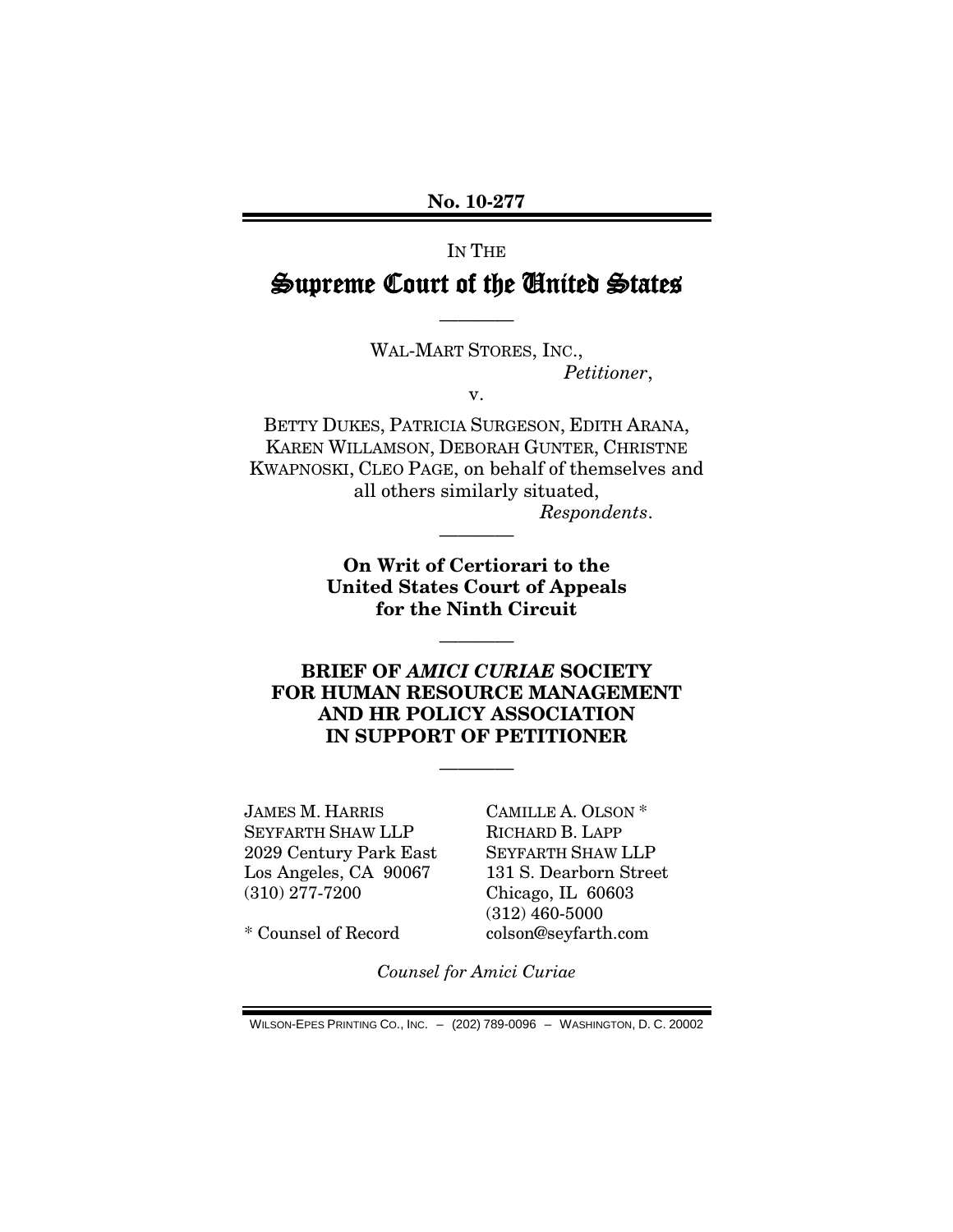No. 10-277

IN THE

# Supreme Court of the United States

————

WAL-MART STORES, INC.,
*Petitioner*,

v.

BETTY DUKES, PATRICIA SURGESON, EDITH ARANA, KAREN WILLAMSON, DEBORAH GUNTER, CHRISTNE KWAPNOSKI, CLEO PAGE, on behalf of themselves and all others similarly situated,
*Respondents*.

————

**On Writ of Certiorari to the United States Court of Appeals for the Ninth Circuit**

————

**BRIEF OF *AMICI CURIAE* SOCIETY FOR HUMAN RESOURCE MANAGEMENT AND HR POLICY ASSOCIATION IN SUPPORT OF PETITIONER**

————

JAMES M. HARRIS
SEYFARTH SHAW LLP
2029 Century Park East
Los Angeles, CA 90067
(310) 277-7200

CAMILLE A. OLSON *
RICHARD B. LAPP
SEYFARTH SHAW LLP
131 S. Dearborn Street
Chicago, IL 60603
(312) 460-5000
colson@seyfarth.com

\* Counsel of Record

*Counsel for Amici Curiae*

WILSON-EPES PRINTING CO., INC. – (202) 789-0096 – WASHINGTON, D. C. 20002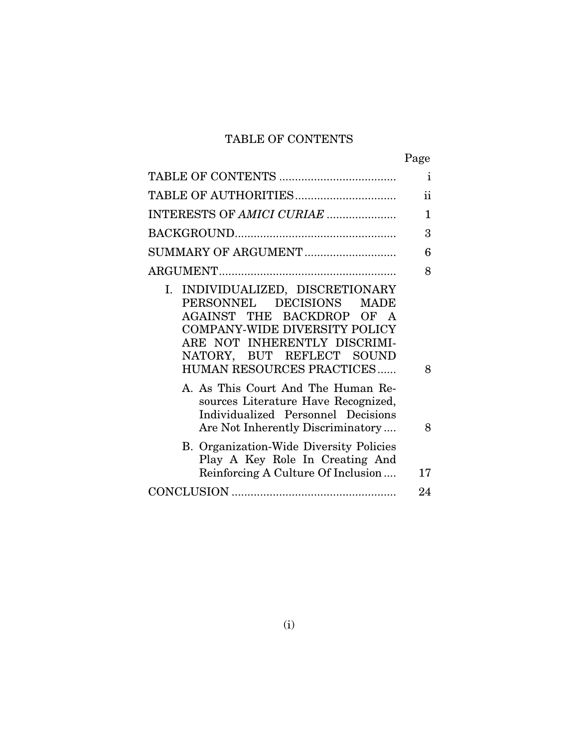# TABLE OF CONTENTS

| | Page |
|---|---|
| TABLE OF CONTENTS | i |
| TABLE OF AUTHORITIES | ii |
| INTERESTS OF *AMICI CURIAE* | 1 |
| BACKGROUND | 3 |
| SUMMARY OF ARGUMENT | 6 |
| ARGUMENT | 8 |
| I. INDIVIDUALIZED, DISCRETIONARY PERSONNEL DECISIONS MADE AGAINST THE BACKDROP OF A COMPANY-WIDE DIVERSITY POLICY ARE NOT INHERENTLY DISCRIMINATORY, BUT REFLECT SOUND HUMAN RESOURCES PRACTICES | 8 |
| A. As This Court And The Human Resources Literature Have Recognized, Individualized Personnel Decisions Are Not Inherently Discriminatory | 8 |
| B. Organization-Wide Diversity Policies Play A Key Role In Creating And Reinforcing A Culture Of Inclusion | 17 |
| CONCLUSION | 24 |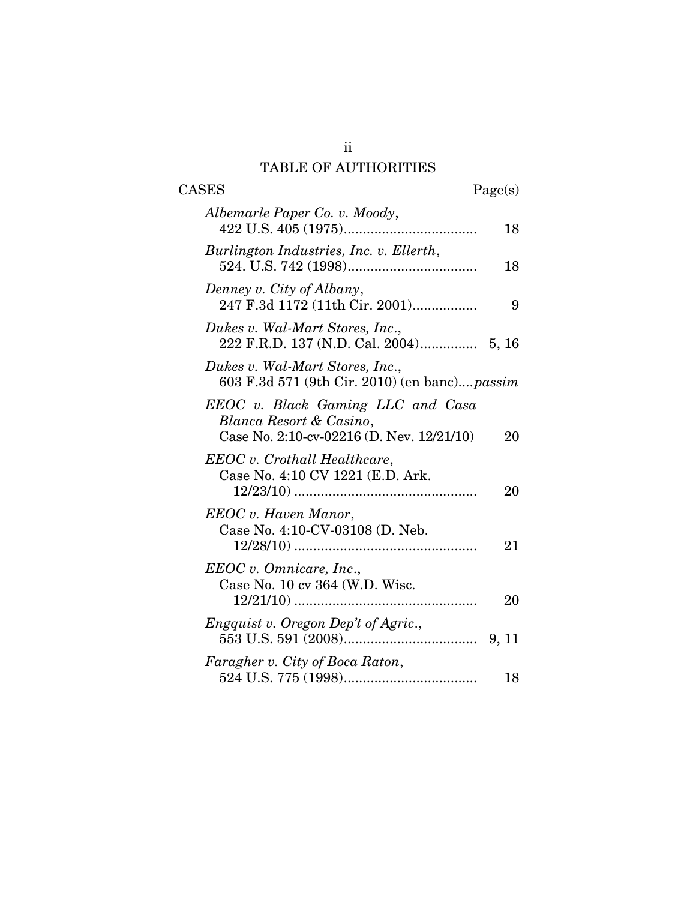# TABLE OF AUTHORITIES

| CASES | Page(s) |
|---|---|
| *Albemarle Paper Co. v. Moody*, 422 U.S. 405 (1975) | 18 |
| *Burlington Industries, Inc. v. Ellerth*, 524. U.S. 742 (1998) | 18 |
| *Denney v. City of Albany*, 247 F.3d 1172 (11th Cir. 2001) | 9 |
| *Dukes v. Wal-Mart Stores, Inc.*, 222 F.R.D. 137 (N.D. Cal. 2004) | 5, 16 |
| *Dukes v. Wal-Mart Stores, Inc.*, 603 F.3d 571 (9th Cir. 2010) (en banc) | *passim* |
| *EEOC v. Black Gaming LLC and Casa Blanca Resort & Casino*, Case No. 2:10-cv-02216 (D. Nev. 12/21/10) | 20 |
| *EEOC v. Crothall Healthcare*, Case No. 4:10 CV 1221 (E.D. Ark. 12/23/10) | 20 |
| *EEOC v. Haven Manor*, Case No. 4:10-CV-03108 (D. Neb. 12/28/10) | 21 |
| *EEOC v. Omnicare, Inc.*, Case No. 10 cv 364 (W.D. Wisc. 12/21/10) | 20 |
| *Engquist v. Oregon Dep't of Agric.*, 553 U.S. 591 (2008) | 9, 11 |
| *Faragher v. City of Boca Raton*, 524 U.S. 775 (1998) | 18 |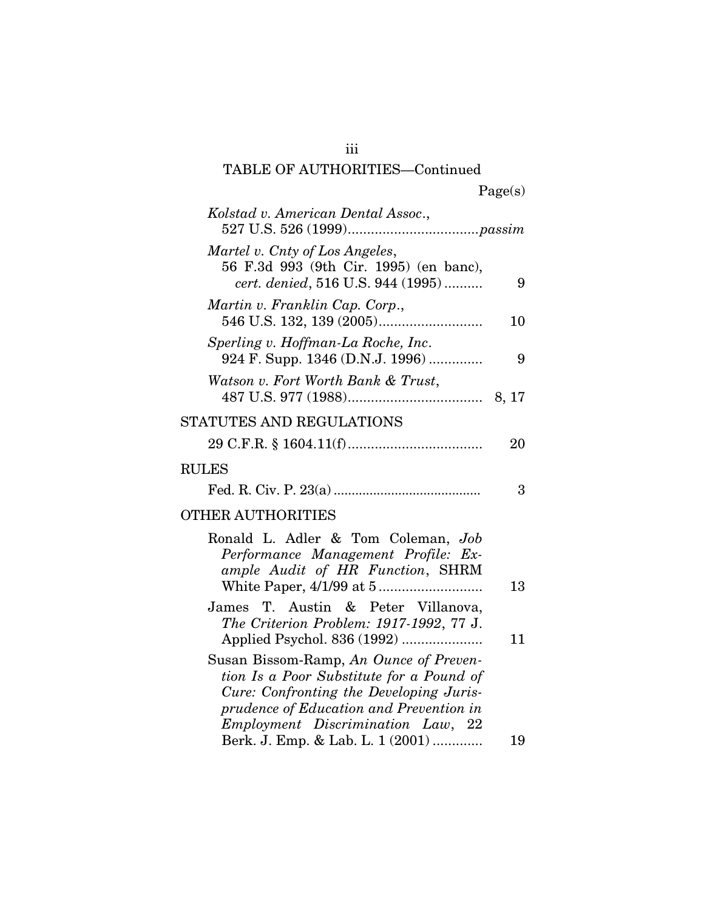## TABLE OF AUTHORITIES—Continued

| | Page(s) |
|---|---|
| *Kolstad v. American Dental Assoc.*, 527 U.S. 526 (1999) | *passim* |
| *Martel v. Cnty of Los Angeles*, 56 F.3d 993 (9th Cir. 1995) (en banc), *cert. denied*, 516 U.S. 944 (1995) | 9 |
| *Martin v. Franklin Cap. Corp.*, 546 U.S. 132, 139 (2005) | 10 |
| *Sperling v. Hoffman-La Roche, Inc.* 924 F. Supp. 1346 (D.N.J. 1996) | 9 |
| *Watson v. Fort Worth Bank & Trust*, 487 U.S. 977 (1988) | 8, 17 |

### STATUTES AND REGULATIONS

| | |
|---|---|
| 29 C.F.R. § 1604.11(f) | 20 |

### RULES

| | |
|---|---|
| Fed. R. Civ. P. 23(a) | 3 |

### OTHER AUTHORITIES

| | |
|---|---|
| Ronald L. Adler & Tom Coleman, *Job Performance Management Profile: Example Audit of HR Function*, SHRM White Paper, 4/1/99 at 5 | 13 |
| James T. Austin & Peter Villanova, *The Criterion Problem: 1917-1992*, 77 J. Applied Psychol. 836 (1992) | 11 |
| Susan Bissom-Ramp, *An Ounce of Prevention Is a Poor Substitute for a Pound of Cure: Confronting the Developing Jurisprudence of Education and Prevention in Employment Discrimination Law*, 22 Berk. J. Emp. & Lab. L. 1 (2001) | 19 |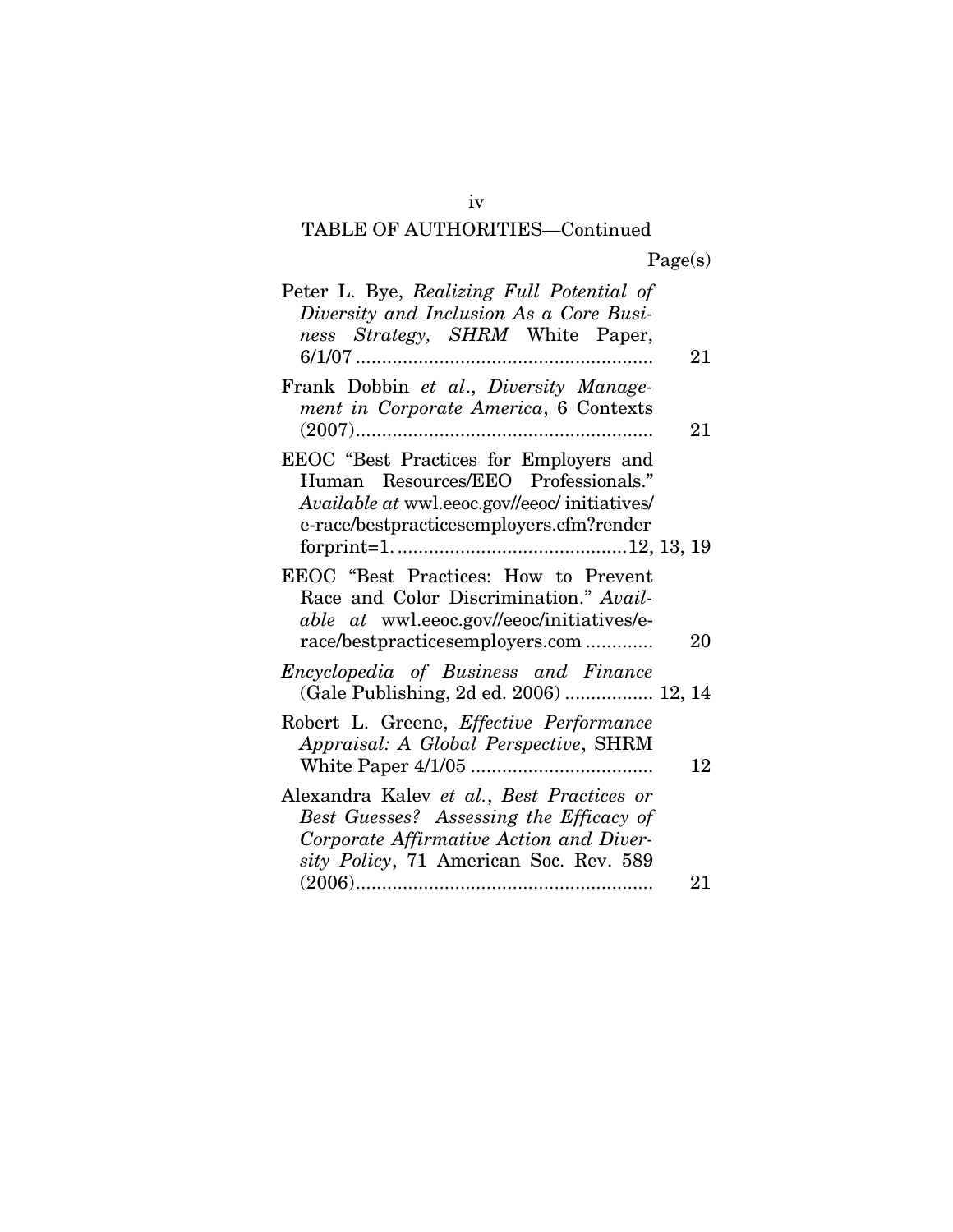## TABLE OF AUTHORITIES—Continued

| | Page(s) |
|---|---|
| Peter L. Bye, *Realizing Full Potential of Diversity and Inclusion As a Core Business Strategy, SHRM* White Paper, 6/1/07 | 21 |
| Frank Dobbin *et al.*, *Diversity Management in Corporate America*, 6 Contexts (2007) | 21 |
| EEOC "Best Practices for Employers and Human Resources/EEO Professionals." *Available at* wwl.eeoc.gov//eeoc/ initiatives/ e-race/bestpracticesemployers.cfm?render forprint=1. | 12, 13, 19 |
| EEOC "Best Practices: How to Prevent Race and Color Discrimination." *Available at* wwl.eeoc.gov//eeoc/initiatives/e-race/bestpracticesemployers.com | 20 |
| *Encyclopedia of Business and Finance* (Gale Publishing, 2d ed. 2006) | 12, 14 |
| Robert L. Greene, *Effective Performance Appraisal: A Global Perspective*, SHRM White Paper 4/1/05 | 12 |
| Alexandra Kalev *et al.*, *Best Practices or Best Guesses? Assessing the Efficacy of Corporate Affirmative Action and Diversity Policy*, 71 American Soc. Rev. 589 (2006) | 21 |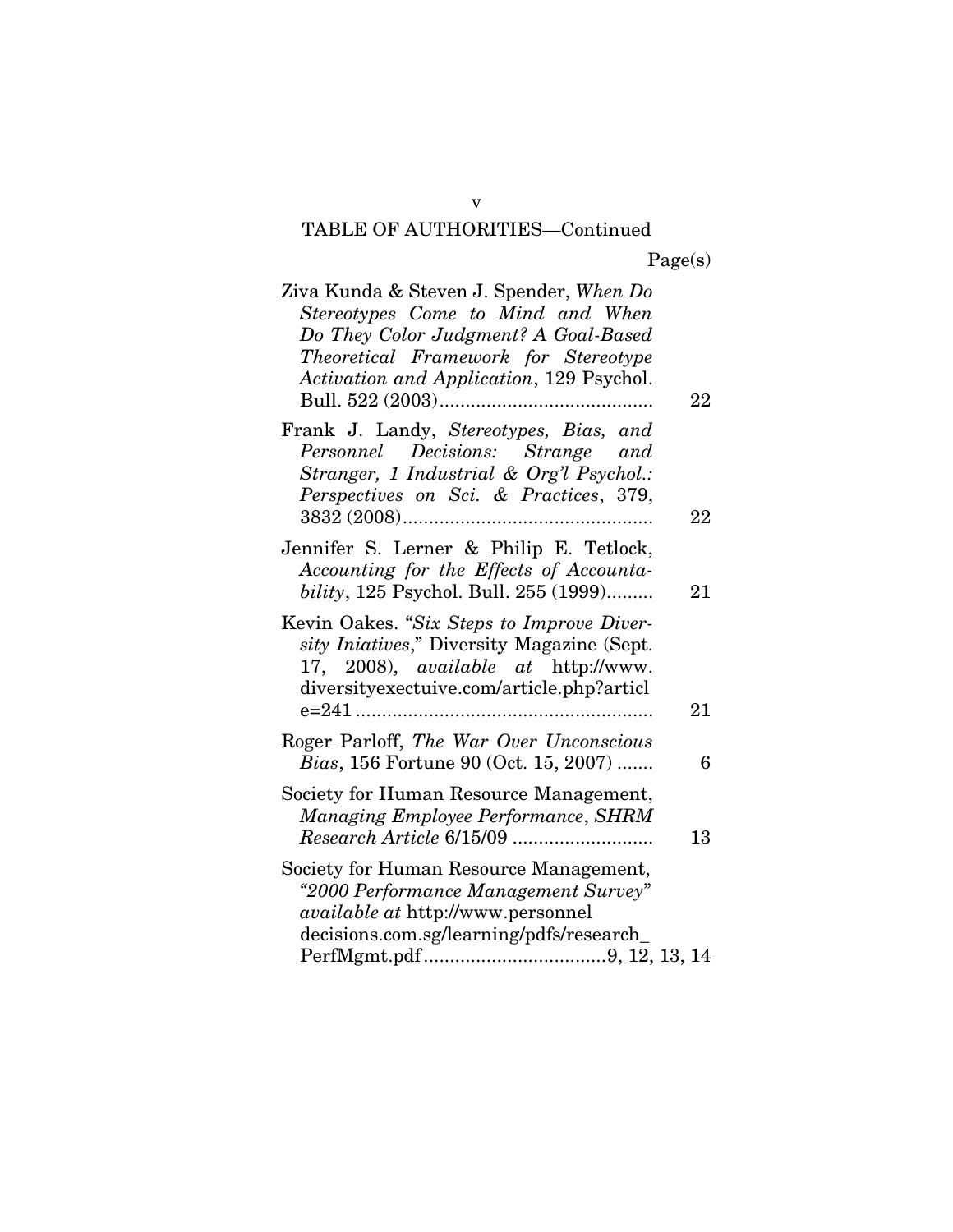TABLE OF AUTHORITIES—Continued

| | Page(s) |
|---|---|
| Ziva Kunda & Steven J. Spender, *When Do Stereotypes Come to Mind and When Do They Color Judgment? A Goal-Based Theoretical Framework for Stereotype Activation and Application*, 129 Psychol. Bull. 522 (2003) | 22 |
| Frank J. Landy, *Stereotypes, Bias, and Personnel Decisions: Strange and Stranger, 1 Industrial & Org'l Psychol.: Perspectives on Sci. & Practices*, 379, 3832 (2008) | 22 |
| Jennifer S. Lerner & Philip E. Tetlock, *Accounting for the Effects of Accountability*, 125 Psychol. Bull. 255 (1999) | 21 |
| Kevin Oakes. "*Six Steps to Improve Diversity Iniatives*," Diversity Magazine (Sept. 17, 2008), *available at* http://www.diversityexectuive.com/article.php?article=241 | 21 |
| Roger Parloff, *The War Over Unconscious Bias*, 156 Fortune 90 (Oct. 15, 2007) | 6 |
| Society for Human Resource Management, *Managing Employee Performance*, *SHRM Research Article* 6/15/09 | 13 |
| Society for Human Resource Management, *"2000 Performance Management Survey"* *available at* http://www.personneldecisions.com.sg/learning/pdfs/research_PerfMgmt.pdf | 9, 12, 13, 14 |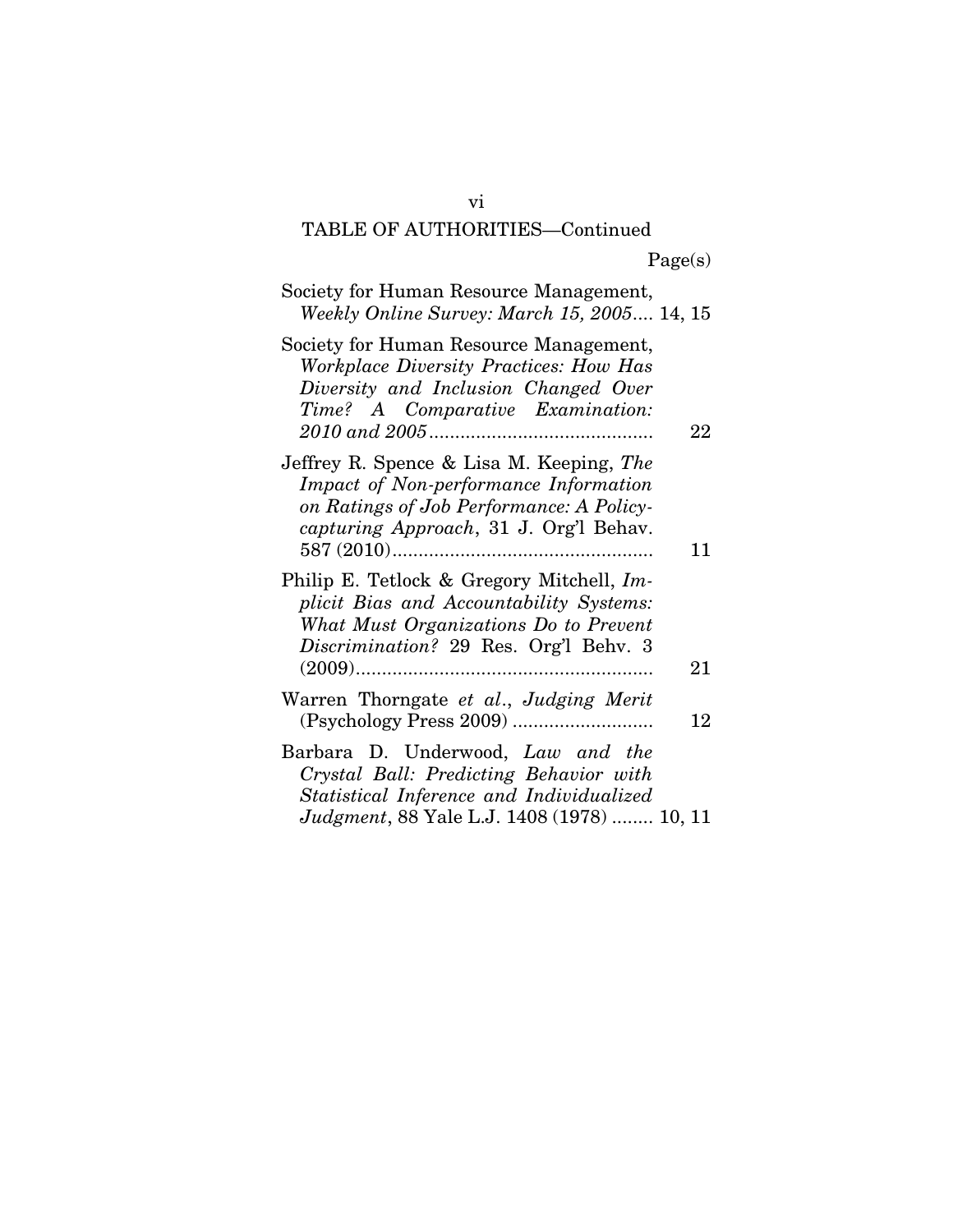TABLE OF AUTHORITIES—Continued

| | Page(s) |
|---|---|
| Society for Human Resource Management, *Weekly Online Survey: March 15, 2005* | 14, 15 |
| Society for Human Resource Management, *Workplace Diversity Practices: How Has Diversity and Inclusion Changed Over Time? A Comparative Examination: 2010 and 2005* | 22 |
| Jeffrey R. Spence & Lisa M. Keeping, *The Impact of Non-performance Information on Ratings of Job Performance: A Policy-capturing Approach*, 31 J. Org'l Behav. 587 (2010) | 11 |
| Philip E. Tetlock & Gregory Mitchell, *Implicit Bias and Accountability Systems: What Must Organizations Do to Prevent Discrimination?* 29 Res. Org'l Behv. 3 (2009) | 21 |
| Warren Thorngate *et al.*, *Judging Merit* (Psychology Press 2009) | 12 |
| Barbara D. Underwood, *Law and the Crystal Ball: Predicting Behavior with Statistical Inference and Individualized Judgment*, 88 Yale L.J. 1408 (1978) | 10, 11 |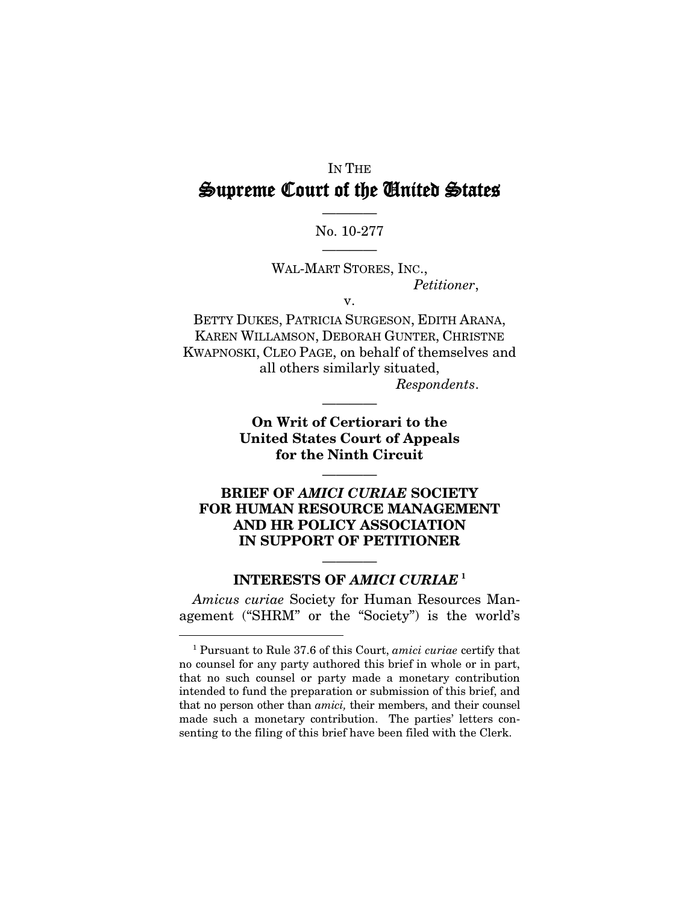IN THE

# Supreme Court of the United States

————

No. 10-277

————

WAL-MART STORES, INC.,
*Petitioner*,

v.

BETTY DUKES, PATRICIA SURGESON, EDITH ARANA, KAREN WILLAMSON, DEBORAH GUNTER, CHRISTNE KWAPNOSKI, CLEO PAGE, on behalf of themselves and all others similarly situated,
*Respondents*.

————

**On Writ of Certiorari to the United States Court of Appeals for the Ninth Circuit**

————

**BRIEF OF *AMICI CURIAE* SOCIETY FOR HUMAN RESOURCE MANAGEMENT AND HR POLICY ASSOCIATION IN SUPPORT OF PETITIONER**

————

## INTERESTS OF *AMICI CURIAE* [1]

*Amicus curiae* Society for Human Resources Management ("SHRM" or the "Society") is the world's

---

[1] Pursuant to Rule 37.6 of this Court, *amici curiae* certify that no counsel for any party authored this brief in whole or in part, that no such counsel or party made a monetary contribution intended to fund the preparation or submission of this brief, and that no person other than *amici,* their members, and their counsel made such a monetary contribution. The parties' letters consenting to the filing of this brief have been filed with the Clerk.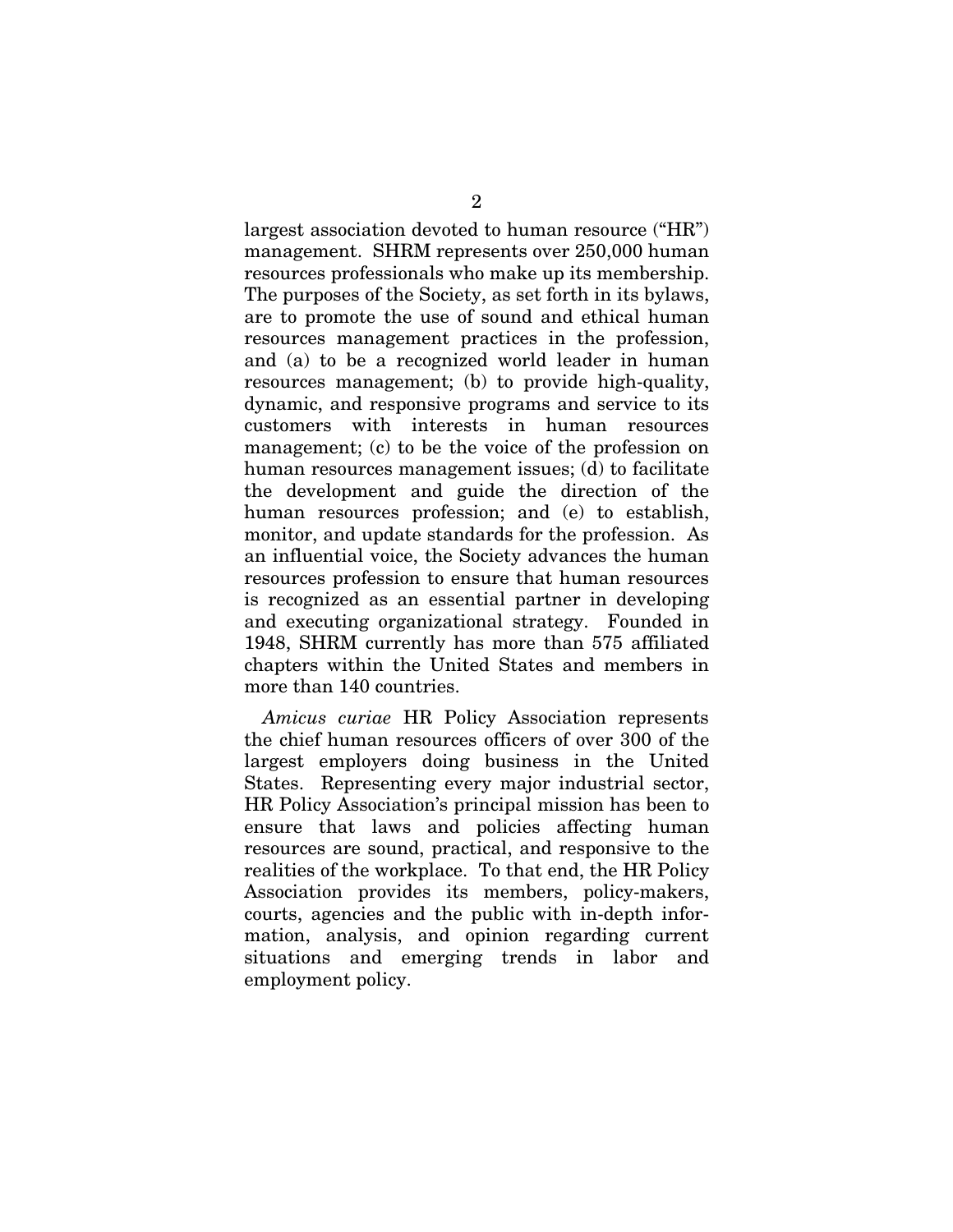largest association devoted to human resource ("HR") management. SHRM represents over 250,000 human resources professionals who make up its membership. The purposes of the Society, as set forth in its bylaws, are to promote the use of sound and ethical human resources management practices in the profession, and (a) to be a recognized world leader in human resources management; (b) to provide high-quality, dynamic, and responsive programs and service to its customers with interests in human resources management; (c) to be the voice of the profession on human resources management issues; (d) to facilitate the development and guide the direction of the human resources profession; and (e) to establish, monitor, and update standards for the profession. As an influential voice, the Society advances the human resources profession to ensure that human resources is recognized as an essential partner in developing and executing organizational strategy. Founded in 1948, SHRM currently has more than 575 affiliated chapters within the United States and members in more than 140 countries.

*Amicus curiae* HR Policy Association represents the chief human resources officers of over 300 of the largest employers doing business in the United States. Representing every major industrial sector, HR Policy Association's principal mission has been to ensure that laws and policies affecting human resources are sound, practical, and responsive to the realities of the workplace. To that end, the HR Policy Association provides its members, policy-makers, courts, agencies and the public with in-depth information, analysis, and opinion regarding current situations and emerging trends in labor and employment policy.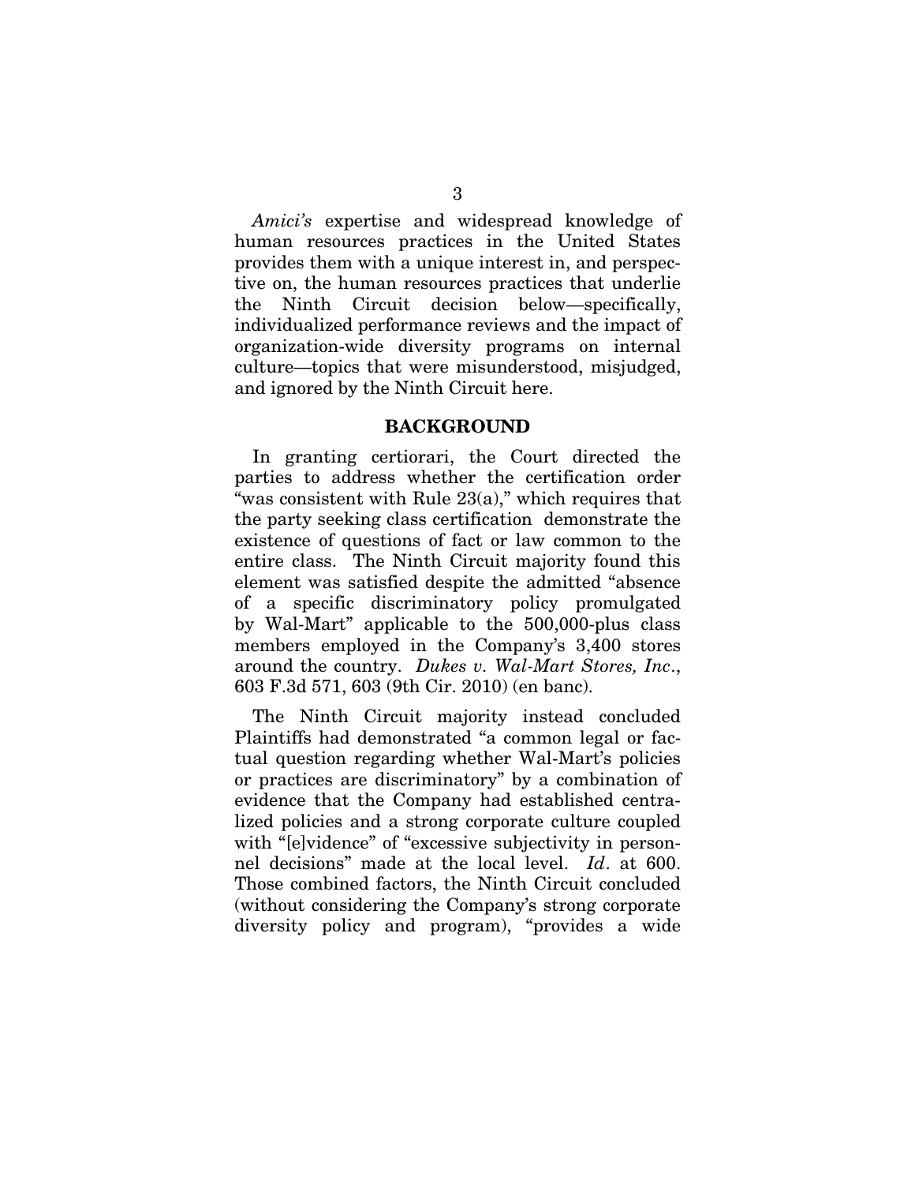*Amici's* expertise and widespread knowledge of human resources practices in the United States provides them with a unique interest in, and perspective on, the human resources practices that underlie the Ninth Circuit decision below—specifically, individualized performance reviews and the impact of organization-wide diversity programs on internal culture—topics that were misunderstood, misjudged, and ignored by the Ninth Circuit here.

## BACKGROUND

In granting certiorari, the Court directed the parties to address whether the certification order "was consistent with Rule 23(a)," which requires that the party seeking class certification demonstrate the existence of questions of fact or law common to the entire class. The Ninth Circuit majority found this element was satisfied despite the admitted "absence of a specific discriminatory policy promulgated by Wal-Mart" applicable to the 500,000-plus class members employed in the Company's 3,400 stores around the country. *Dukes v. Wal-Mart Stores, Inc*., 603 F.3d 571, 603 (9th Cir. 2010) (en banc).

The Ninth Circuit majority instead concluded Plaintiffs had demonstrated "a common legal or factual question regarding whether Wal-Mart's policies or practices are discriminatory" by a combination of evidence that the Company had established centralized policies and a strong corporate culture coupled with "[e]vidence" of "excessive subjectivity in personnel decisions" made at the local level. *Id*. at 600. Those combined factors, the Ninth Circuit concluded (without considering the Company's strong corporate diversity policy and program), "provides a wide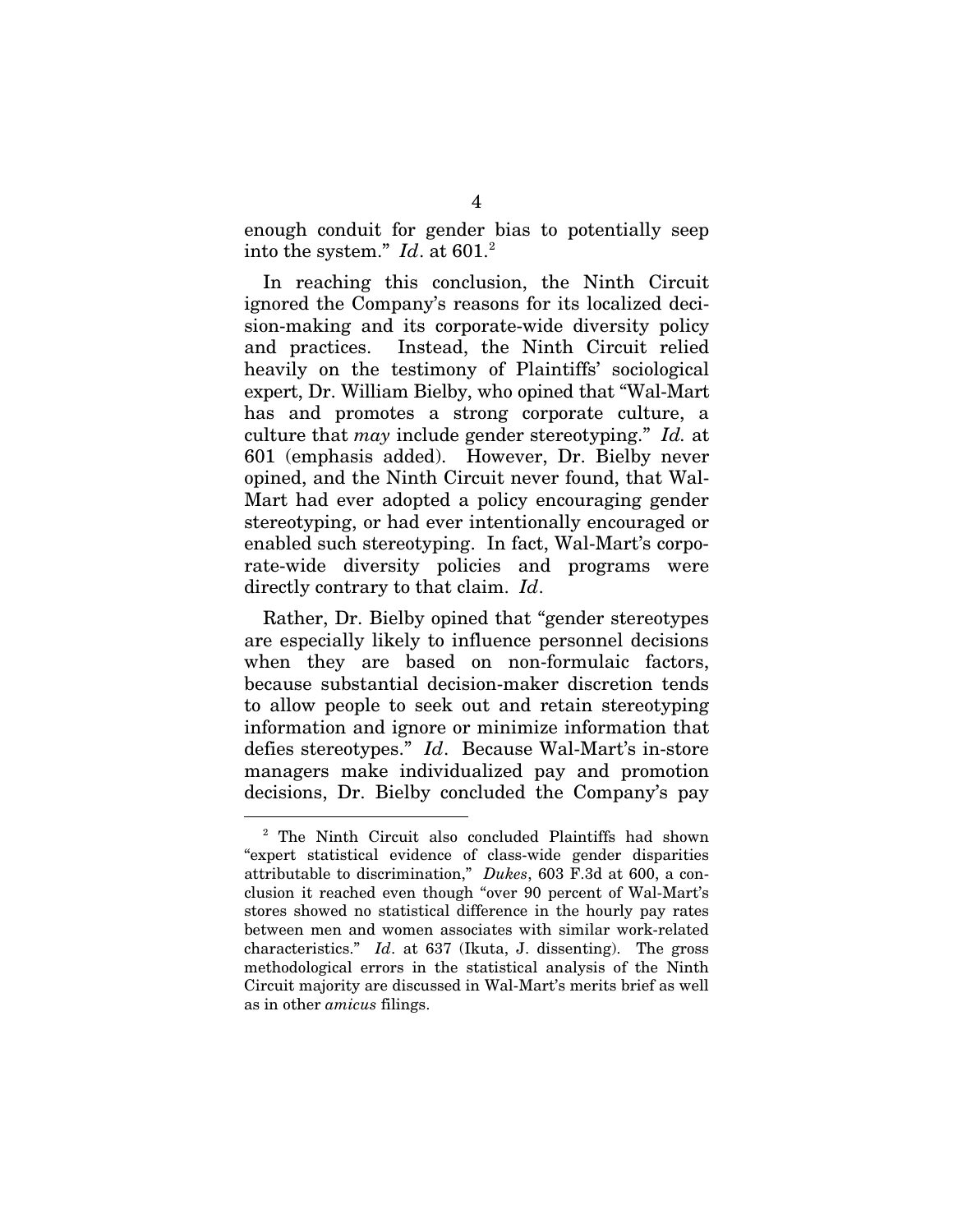enough conduit for gender bias to potentially seep into the system." *Id*. at 601.[2]

In reaching this conclusion, the Ninth Circuit ignored the Company's reasons for its localized decision-making and its corporate-wide diversity policy and practices. Instead, the Ninth Circuit relied heavily on the testimony of Plaintiffs' sociological expert, Dr. William Bielby, who opined that "Wal-Mart has and promotes a strong corporate culture, a culture that *may* include gender stereotyping." *Id.* at 601 (emphasis added). However, Dr. Bielby never opined, and the Ninth Circuit never found, that Wal-Mart had ever adopted a policy encouraging gender stereotyping, or had ever intentionally encouraged or enabled such stereotyping. In fact, Wal-Mart's corporate-wide diversity policies and programs were directly contrary to that claim. *Id*.

Rather, Dr. Bielby opined that "gender stereotypes are especially likely to influence personnel decisions when they are based on non-formulaic factors, because substantial decision-maker discretion tends to allow people to seek out and retain stereotyping information and ignore or minimize information that defies stereotypes." *Id*. Because Wal-Mart's in-store managers make individualized pay and promotion decisions, Dr. Bielby concluded the Company's pay

---

[2] The Ninth Circuit also concluded Plaintiffs had shown "expert statistical evidence of class-wide gender disparities attributable to discrimination," *Dukes*, 603 F.3d at 600, a conclusion it reached even though "over 90 percent of Wal-Mart's stores showed no statistical difference in the hourly pay rates between men and women associates with similar work-related characteristics." *Id*. at 637 (Ikuta, J. dissenting). The gross methodological errors in the statistical analysis of the Ninth Circuit majority are discussed in Wal-Mart's merits brief as well as in other *amicus* filings.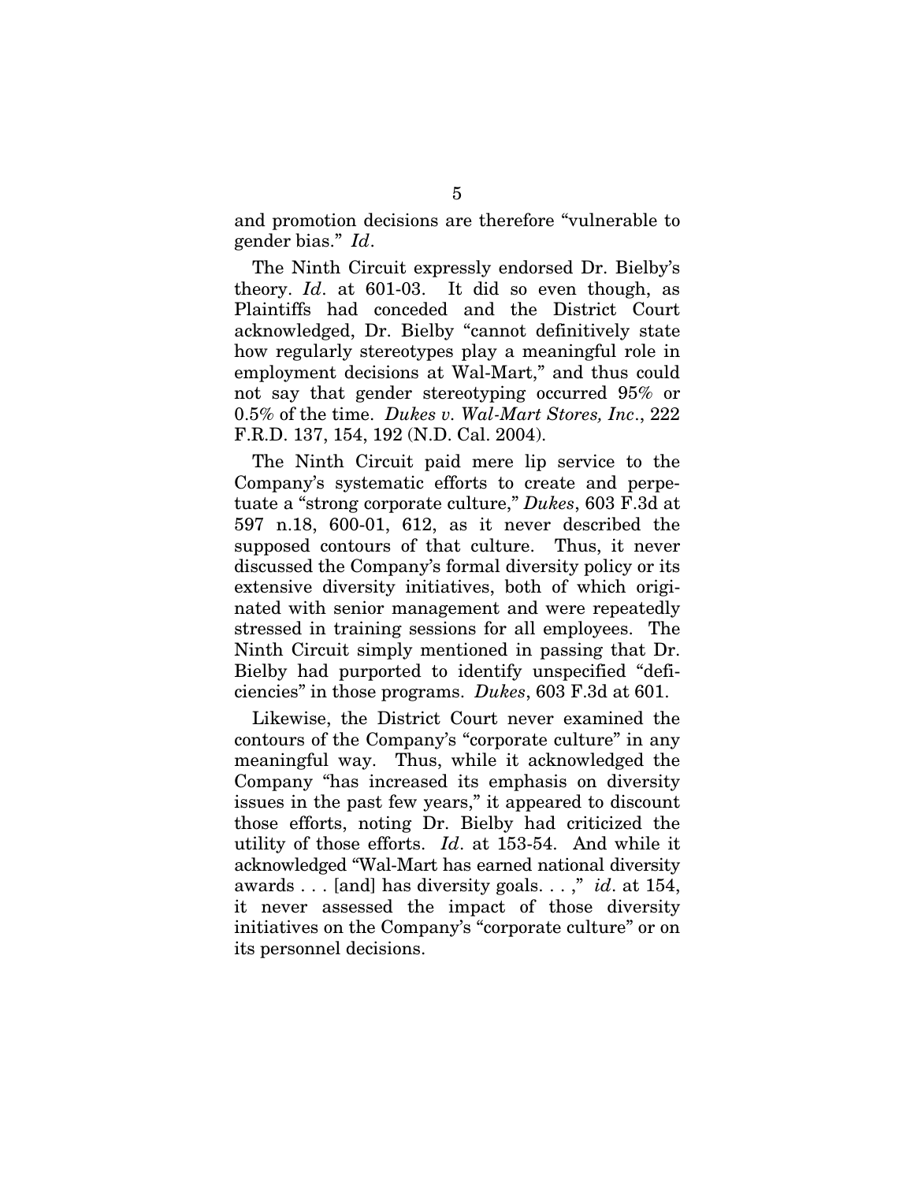and promotion decisions are therefore "vulnerable to gender bias." *Id*.

The Ninth Circuit expressly endorsed Dr. Bielby's theory. *Id*. at 601-03. It did so even though, as Plaintiffs had conceded and the District Court acknowledged, Dr. Bielby "cannot definitively state how regularly stereotypes play a meaningful role in employment decisions at Wal-Mart," and thus could not say that gender stereotyping occurred 95% or 0.5% of the time. *Dukes v. Wal-Mart Stores, Inc*., 222 F.R.D. 137, 154, 192 (N.D. Cal. 2004).

The Ninth Circuit paid mere lip service to the Company's systematic efforts to create and perpetuate a "strong corporate culture," *Dukes*, 603 F.3d at 597 n.18, 600-01, 612, as it never described the supposed contours of that culture. Thus, it never discussed the Company's formal diversity policy or its extensive diversity initiatives, both of which originated with senior management and were repeatedly stressed in training sessions for all employees. The Ninth Circuit simply mentioned in passing that Dr. Bielby had purported to identify unspecified "deficiencies" in those programs. *Dukes*, 603 F.3d at 601.

Likewise, the District Court never examined the contours of the Company's "corporate culture" in any meaningful way. Thus, while it acknowledged the Company "has increased its emphasis on diversity issues in the past few years," it appeared to discount those efforts, noting Dr. Bielby had criticized the utility of those efforts. *Id*. at 153-54. And while it acknowledged "Wal-Mart has earned national diversity awards . . . [and] has diversity goals. . . ," *id*. at 154, it never assessed the impact of those diversity initiatives on the Company's "corporate culture" or on its personnel decisions.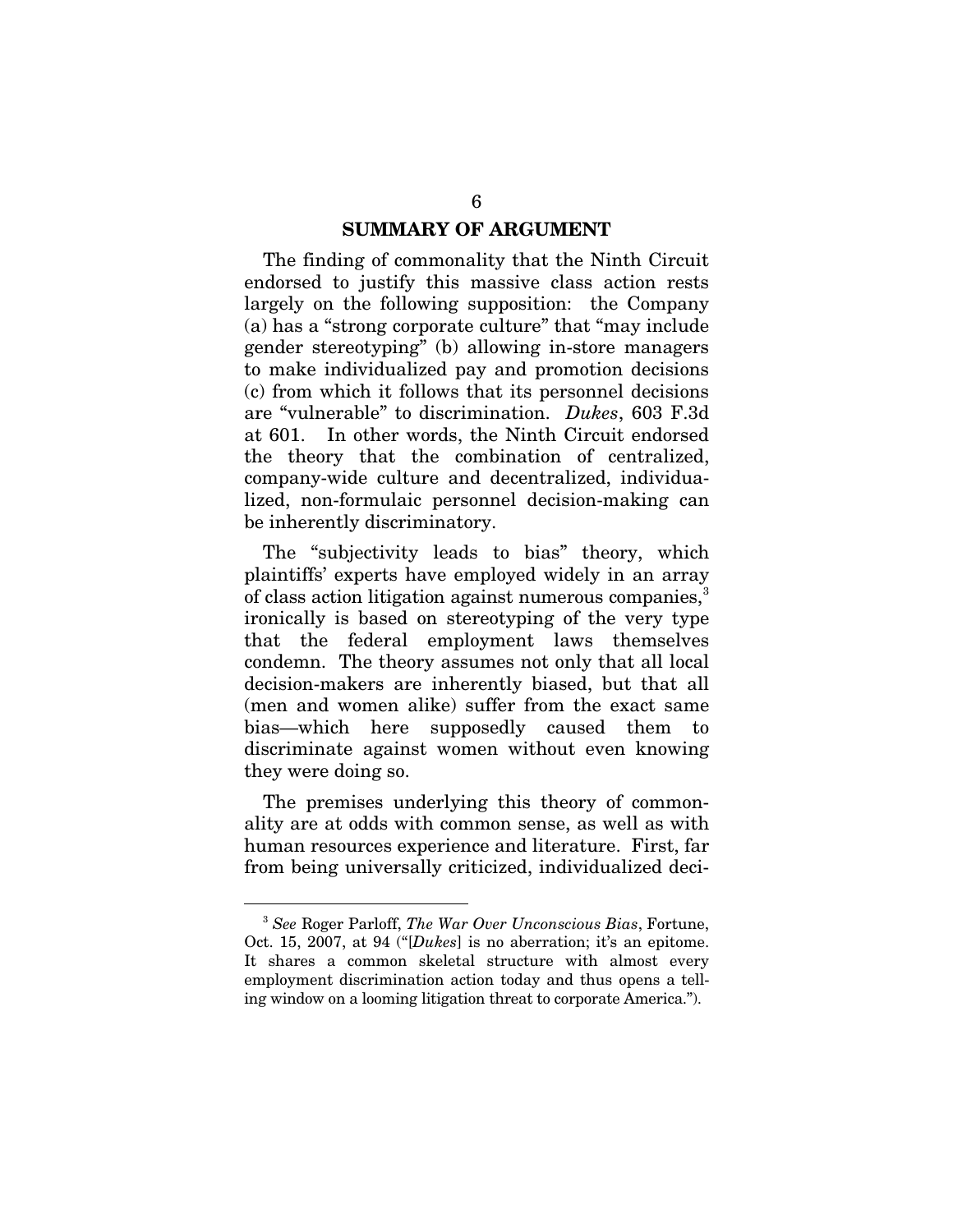## SUMMARY OF ARGUMENT

The finding of commonality that the Ninth Circuit endorsed to justify this massive class action rests largely on the following supposition: the Company (a) has a "strong corporate culture" that "may include gender stereotyping" (b) allowing in-store managers to make individualized pay and promotion decisions (c) from which it follows that its personnel decisions are "vulnerable" to discrimination. *Dukes*, 603 F.3d at 601. In other words, the Ninth Circuit endorsed the theory that the combination of centralized, company-wide culture and decentralized, individualized, non-formulaic personnel decision-making can be inherently discriminatory.

The "subjectivity leads to bias" theory, which plaintiffs' experts have employed widely in an array of class action litigation against numerous companies,[3] ironically is based on stereotyping of the very type that the federal employment laws themselves condemn. The theory assumes not only that all local decision-makers are inherently biased, but that all (men and women alike) suffer from the exact same bias—which here supposedly caused them to discriminate against women without even knowing they were doing so.

The premises underlying this theory of commonality are at odds with common sense, as well as with human resources experience and literature. First, far from being universally criticized, individualized deci-

---

[3] *See* Roger Parloff, *The War Over Unconscious Bias*, Fortune, Oct. 15, 2007, at 94 ("[*Dukes*] is no aberration; it's an epitome. It shares a common skeletal structure with almost every employment discrimination action today and thus opens a telling window on a looming litigation threat to corporate America.").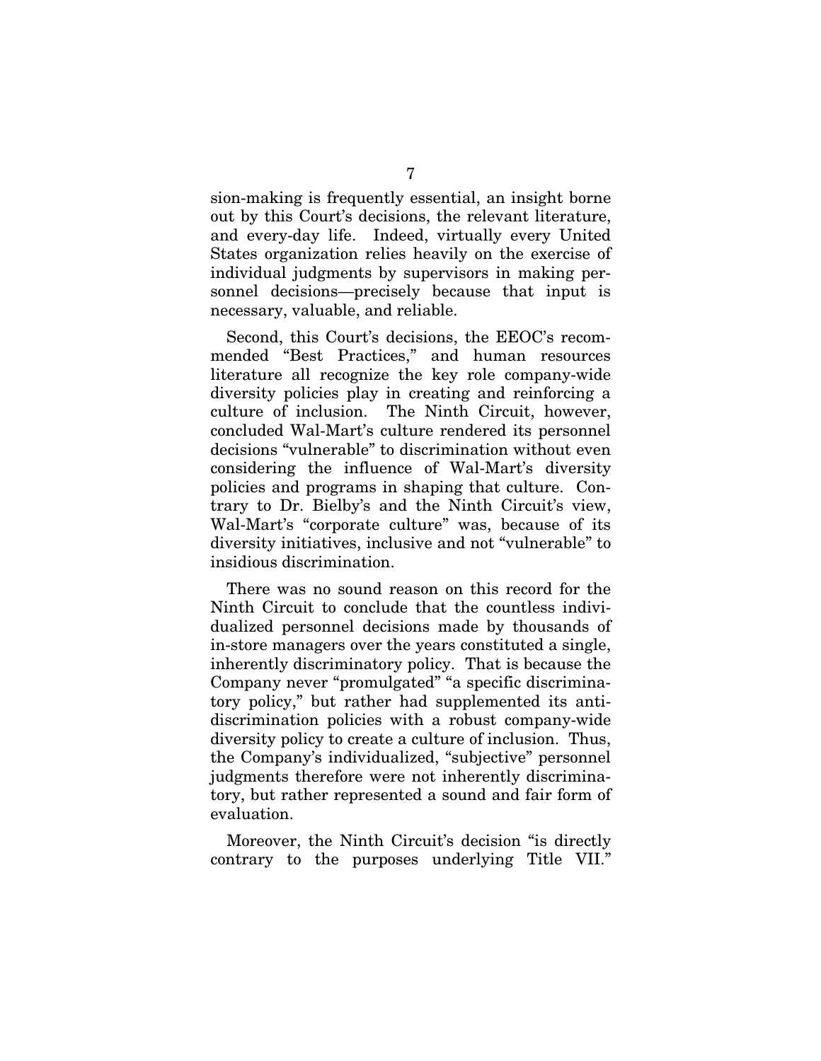sion-making is frequently essential, an insight borne out by this Court's decisions, the relevant literature, and every-day life. Indeed, virtually every United States organization relies heavily on the exercise of individual judgments by supervisors in making personnel decisions—precisely because that input is necessary, valuable, and reliable.

Second, this Court's decisions, the EEOC's recommended "Best Practices," and human resources literature all recognize the key role company-wide diversity policies play in creating and reinforcing a culture of inclusion. The Ninth Circuit, however, concluded Wal-Mart's culture rendered its personnel decisions "vulnerable" to discrimination without even considering the influence of Wal-Mart's diversity policies and programs in shaping that culture. Contrary to Dr. Bielby's and the Ninth Circuit's view, Wal-Mart's "corporate culture" was, because of its diversity initiatives, inclusive and not "vulnerable" to insidious discrimination.

There was no sound reason on this record for the Ninth Circuit to conclude that the countless individualized personnel decisions made by thousands of in-store managers over the years constituted a single, inherently discriminatory policy. That is because the Company never "promulgated" "a specific discriminatory policy," but rather had supplemented its anti-discrimination policies with a robust company-wide diversity policy to create a culture of inclusion. Thus, the Company's individualized, "subjective" personnel judgments therefore were not inherently discriminatory, but rather represented a sound and fair form of evaluation.

Moreover, the Ninth Circuit's decision "is directly contrary to the purposes underlying Title VII."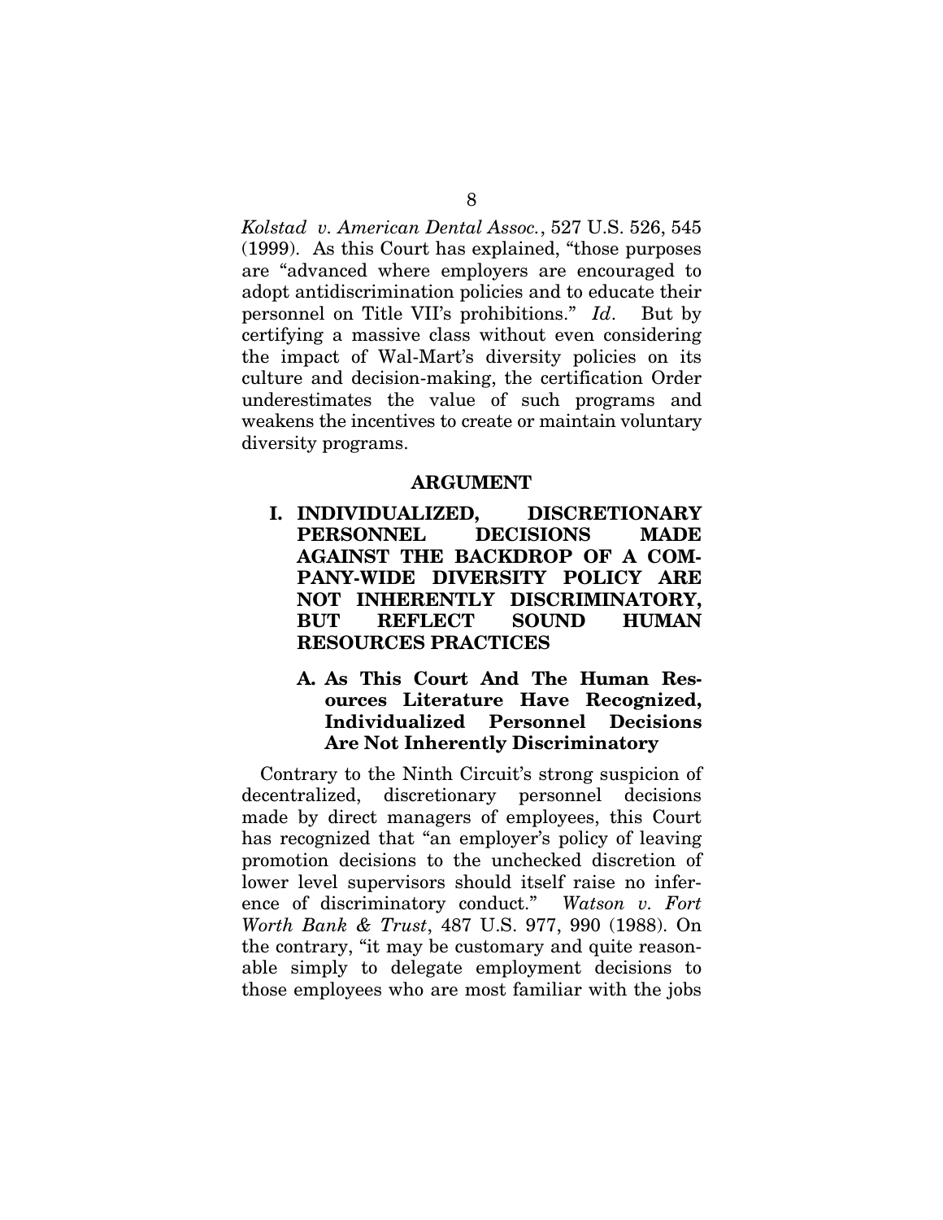*Kolstad v. American Dental Assoc.*, 527 U.S. 526, 545 (1999). As this Court has explained, "those purposes are "advanced where employers are encouraged to adopt antidiscrimination policies and to educate their personnel on Title VII's prohibitions." *Id*. But by certifying a massive class without even considering the impact of Wal-Mart's diversity policies on its culture and decision-making, the certification Order underestimates the value of such programs and weakens the incentives to create or maintain voluntary diversity programs.

## ARGUMENT

### I. INDIVIDUALIZED, DISCRETIONARY PERSONNEL DECISIONS MADE AGAINST THE BACKDROP OF A COMPANY-WIDE DIVERSITY POLICY ARE NOT INHERENTLY DISCRIMINATORY, BUT REFLECT SOUND HUMAN RESOURCES PRACTICES

#### A. As This Court And The Human Resources Literature Have Recognized, Individualized Personnel Decisions Are Not Inherently Discriminatory

Contrary to the Ninth Circuit's strong suspicion of decentralized, discretionary personnel decisions made by direct managers of employees, this Court has recognized that "an employer's policy of leaving promotion decisions to the unchecked discretion of lower level supervisors should itself raise no inference of discriminatory conduct." *Watson v. Fort Worth Bank & Trust*, 487 U.S. 977, 990 (1988). On the contrary, "it may be customary and quite reasonable simply to delegate employment decisions to those employees who are most familiar with the jobs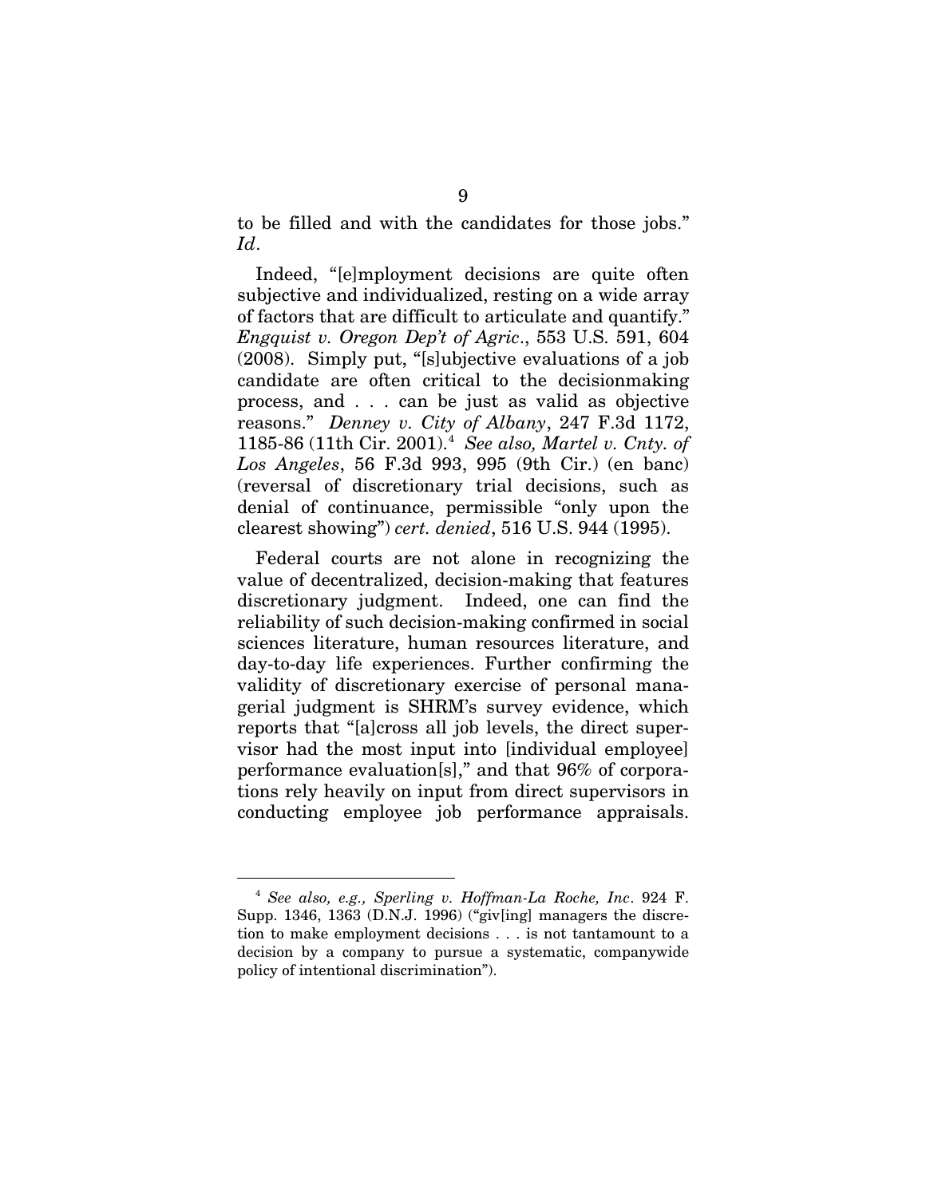to be filled and with the candidates for those jobs." *Id*.

Indeed, "[e]mployment decisions are quite often subjective and individualized, resting on a wide array of factors that are difficult to articulate and quantify." *Engquist v. Oregon Dep't of Agric*., 553 U.S. 591, 604 (2008). Simply put, "[s]ubjective evaluations of a job candidate are often critical to the decisionmaking process, and . . . can be just as valid as objective reasons." *Denney v. City of Albany*, 247 F.3d 1172, 1185-86 (11th Cir. 2001).[4] *See also, Martel v. Cnty. of Los Angeles*, 56 F.3d 993, 995 (9th Cir.) (en banc) (reversal of discretionary trial decisions, such as denial of continuance, permissible "only upon the clearest showing") *cert. denied*, 516 U.S. 944 (1995).

Federal courts are not alone in recognizing the value of decentralized, decision-making that features discretionary judgment. Indeed, one can find the reliability of such decision-making confirmed in social sciences literature, human resources literature, and day-to-day life experiences. Further confirming the validity of discretionary exercise of personal managerial judgment is SHRM's survey evidence, which reports that "[a]cross all job levels, the direct supervisor had the most input into [individual employee] performance evaluation[s]," and that 96% of corporations rely heavily on input from direct supervisors in conducting employee job performance appraisals.

---

[4] *See also, e.g., Sperling v. Hoffman-La Roche, Inc*. 924 F. Supp. 1346, 1363 (D.N.J. 1996) ("giv[ing] managers the discretion to make employment decisions . . . is not tantamount to a decision by a company to pursue a systematic, companywide policy of intentional discrimination").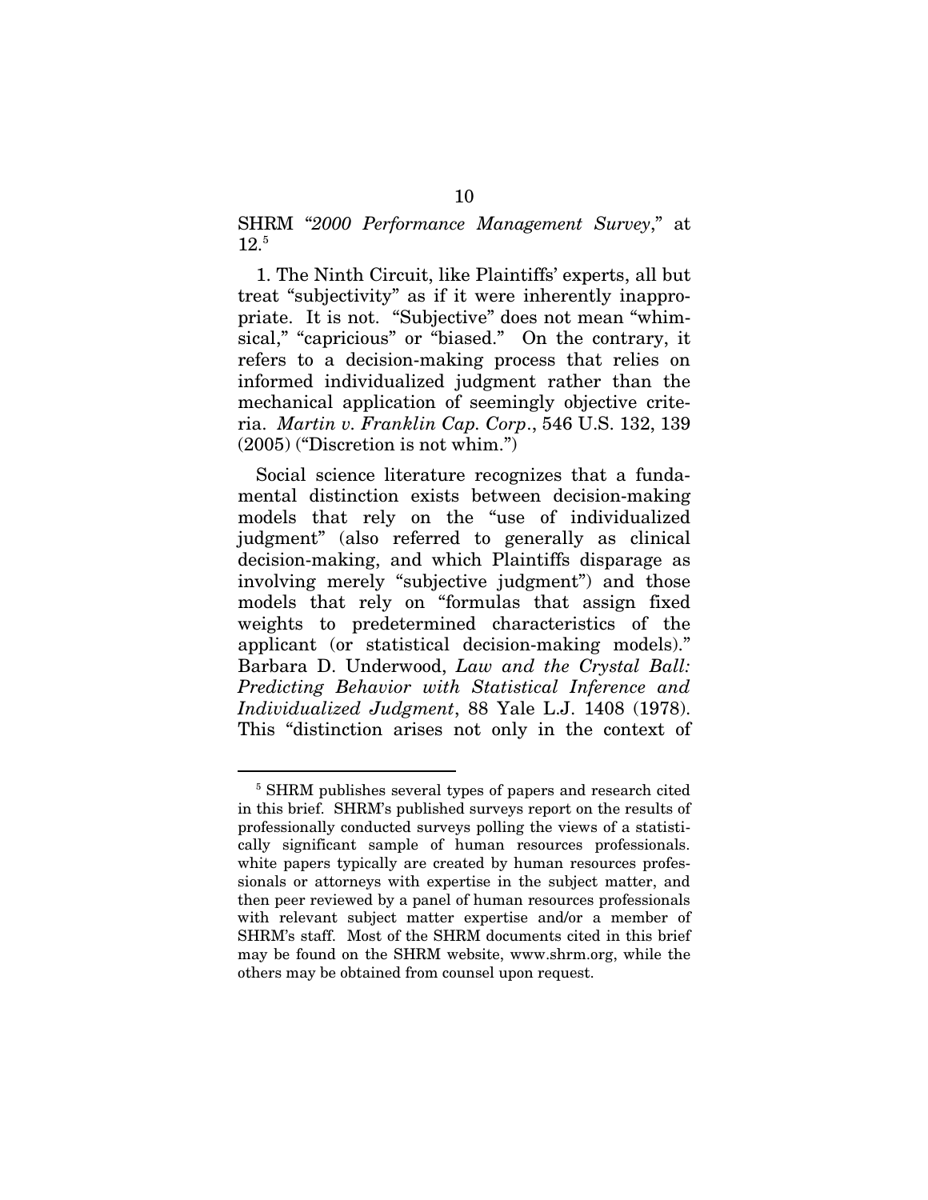SHRM "*2000 Performance Management Survey*," at 12.[5]

1. The Ninth Circuit, like Plaintiffs' experts, all but treat "subjectivity" as if it were inherently inappropriate. It is not. "Subjective" does not mean "whimsical," "capricious" or "biased." On the contrary, it refers to a decision-making process that relies on informed individualized judgment rather than the mechanical application of seemingly objective criteria. *Martin v. Franklin Cap. Corp*., 546 U.S. 132, 139 (2005) ("Discretion is not whim.")

Social science literature recognizes that a fundamental distinction exists between decision-making models that rely on the "use of individualized judgment" (also referred to generally as clinical decision-making, and which Plaintiffs disparage as involving merely "subjective judgment") and those models that rely on "formulas that assign fixed weights to predetermined characteristics of the applicant (or statistical decision-making models)." Barbara D. Underwood, *Law and the Crystal Ball: Predicting Behavior with Statistical Inference and Individualized Judgment*, 88 Yale L.J. 1408 (1978). This "distinction arises not only in the context of

---

[5] SHRM publishes several types of papers and research cited in this brief. SHRM's published surveys report on the results of professionally conducted surveys polling the views of a statistically significant sample of human resources professionals. white papers typically are created by human resources professionals or attorneys with expertise in the subject matter, and then peer reviewed by a panel of human resources professionals with relevant subject matter expertise and/or a member of SHRM's staff. Most of the SHRM documents cited in this brief may be found on the SHRM website, www.shrm.org, while the others may be obtained from counsel upon request.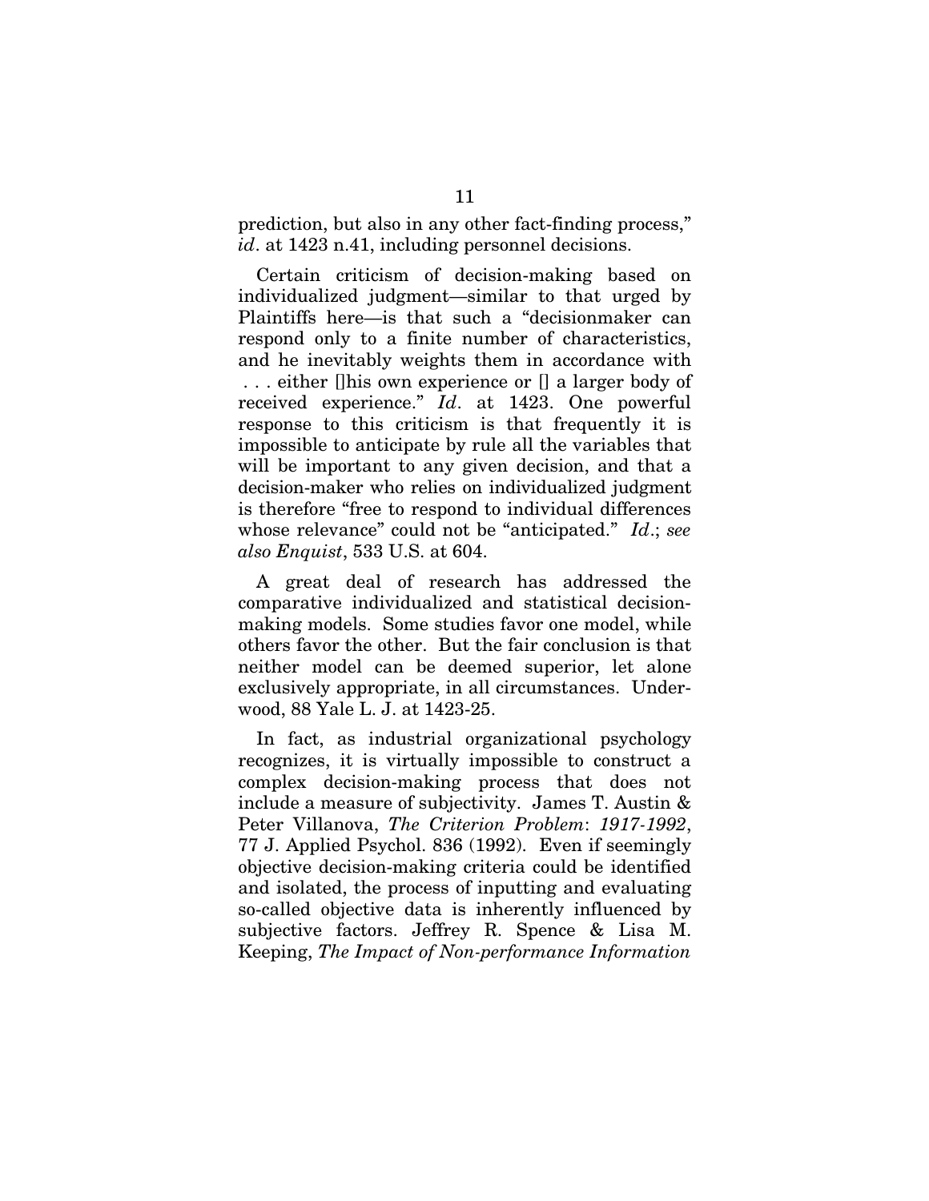prediction, but also in any other fact-finding process," *id*. at 1423 n.41, including personnel decisions.

Certain criticism of decision-making based on individualized judgment—similar to that urged by Plaintiffs here—is that such a "decisionmaker can respond only to a finite number of characteristics, and he inevitably weights them in accordance with . . . either []his own experience or [] a larger body of received experience." *Id*. at 1423. One powerful response to this criticism is that frequently it is impossible to anticipate by rule all the variables that will be important to any given decision, and that a decision-maker who relies on individualized judgment is therefore "free to respond to individual differences whose relevance" could not be "anticipated." *Id*.; *see also Enquist*, 533 U.S. at 604.

A great deal of research has addressed the comparative individualized and statistical decision-making models. Some studies favor one model, while others favor the other. But the fair conclusion is that neither model can be deemed superior, let alone exclusively appropriate, in all circumstances. Underwood, 88 Yale L. J. at 1423-25.

In fact, as industrial organizational psychology recognizes, it is virtually impossible to construct a complex decision-making process that does not include a measure of subjectivity. James T. Austin & Peter Villanova, *The Criterion Problem*: *1917-1992*, 77 J. Applied Psychol. 836 (1992). Even if seemingly objective decision-making criteria could be identified and isolated, the process of inputting and evaluating so-called objective data is inherently influenced by subjective factors. Jeffrey R. Spence & Lisa M. Keeping, *The Impact of Non-performance Information*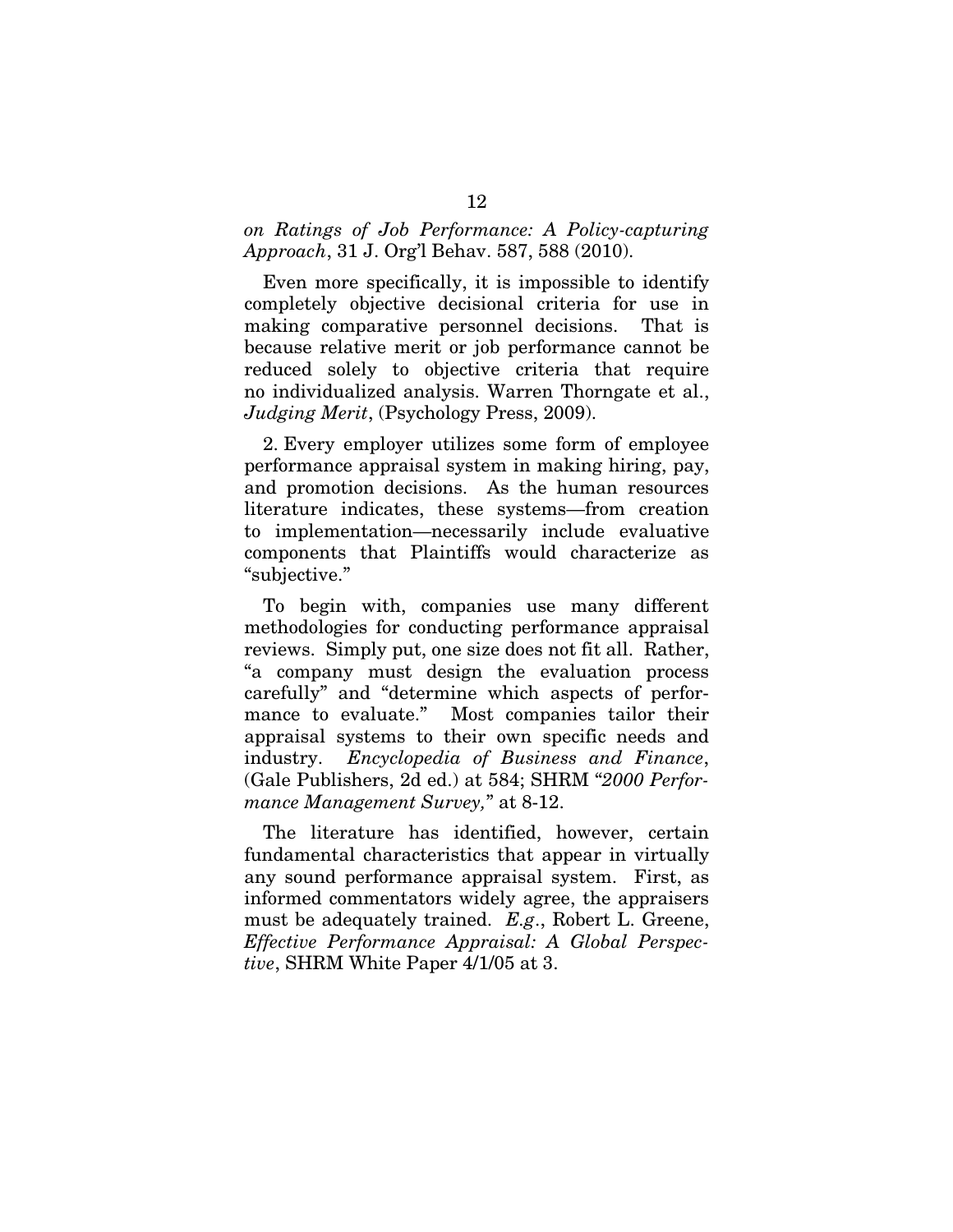*on Ratings of Job Performance: A Policy-capturing Approach*, 31 J. Org'l Behav. 587, 588 (2010).

Even more specifically, it is impossible to identify completely objective decisional criteria for use in making comparative personnel decisions. That is because relative merit or job performance cannot be reduced solely to objective criteria that require no individualized analysis. Warren Thorngate et al., *Judging Merit*, (Psychology Press, 2009).

2. Every employer utilizes some form of employee performance appraisal system in making hiring, pay, and promotion decisions. As the human resources literature indicates, these systems—from creation to implementation—necessarily include evaluative components that Plaintiffs would characterize as "subjective."

To begin with, companies use many different methodologies for conducting performance appraisal reviews. Simply put, one size does not fit all. Rather, "a company must design the evaluation process carefully" and "determine which aspects of performance to evaluate." Most companies tailor their appraisal systems to their own specific needs and industry. *Encyclopedia of Business and Finance*, (Gale Publishers, 2d ed.) at 584; SHRM "*2000 Performance Management Survey,*" at 8-12.

The literature has identified, however, certain fundamental characteristics that appear in virtually any sound performance appraisal system. First, as informed commentators widely agree, the appraisers must be adequately trained. *E.g*., Robert L. Greene, *Effective Performance Appraisal: A Global Perspective*, SHRM White Paper 4/1/05 at 3.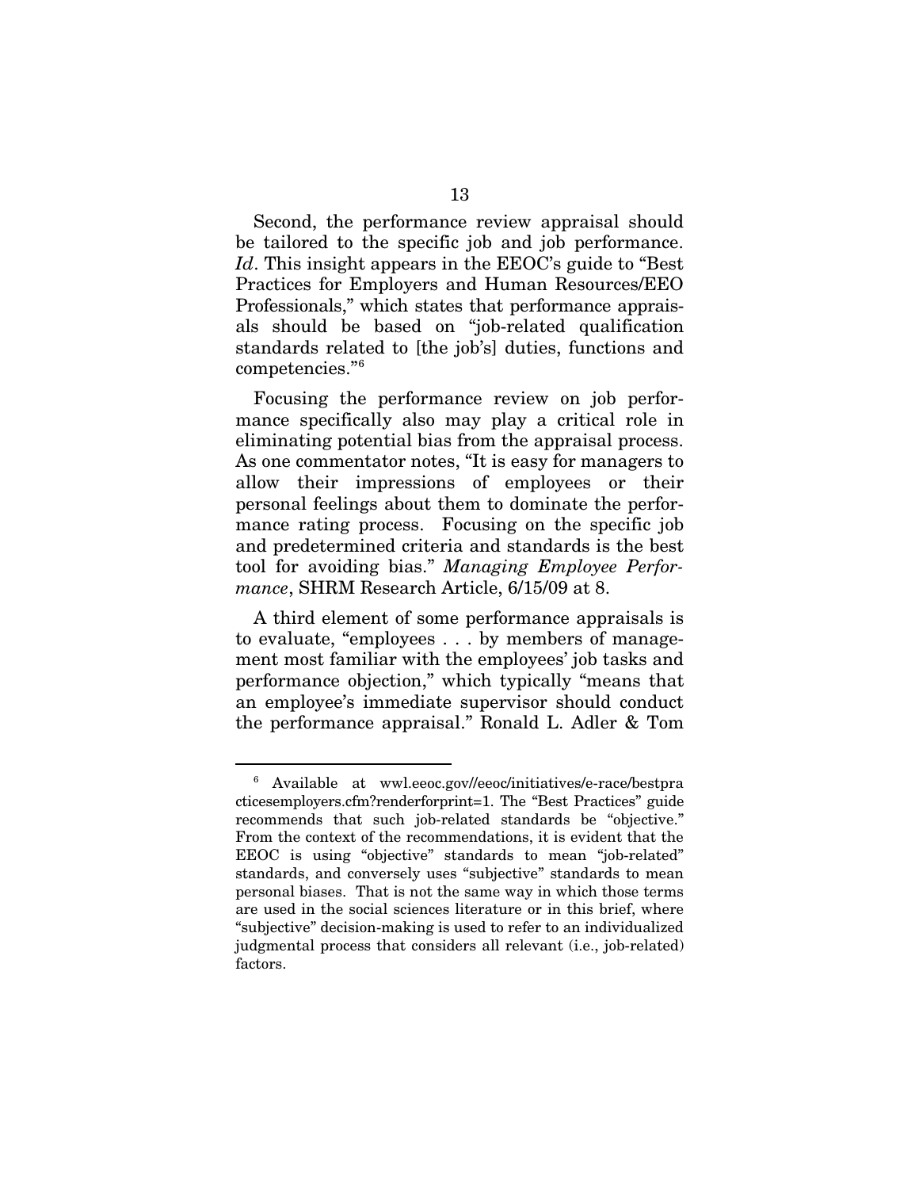Second, the performance review appraisal should be tailored to the specific job and job performance. *Id*. This insight appears in the EEOC's guide to "Best Practices for Employers and Human Resources/EEO Professionals," which states that performance appraisals should be based on "job-related qualification standards related to [the job's] duties, functions and competencies."[6]

Focusing the performance review on job performance specifically also may play a critical role in eliminating potential bias from the appraisal process. As one commentator notes, "It is easy for managers to allow their impressions of employees or their personal feelings about them to dominate the performance rating process. Focusing on the specific job and predetermined criteria and standards is the best tool for avoiding bias." *Managing Employee Performance*, SHRM Research Article, 6/15/09 at 8.

A third element of some performance appraisals is to evaluate, "employees . . . by members of management most familiar with the employees' job tasks and performance objection," which typically "means that an employee's immediate supervisor should conduct the performance appraisal." Ronald L. Adler & Tom

---

[6] Available at wwl.eeoc.gov//eeoc/initiatives/e-race/bestpracticesemployers.cfm?renderforprint=1. The "Best Practices" guide recommends that such job-related standards be "objective." From the context of the recommendations, it is evident that the EEOC is using "objective" standards to mean "job-related" standards, and conversely uses "subjective" standards to mean personal biases. That is not the same way in which those terms are used in the social sciences literature or in this brief, where "subjective" decision-making is used to refer to an individualized judgmental process that considers all relevant (i.e., job-related) factors.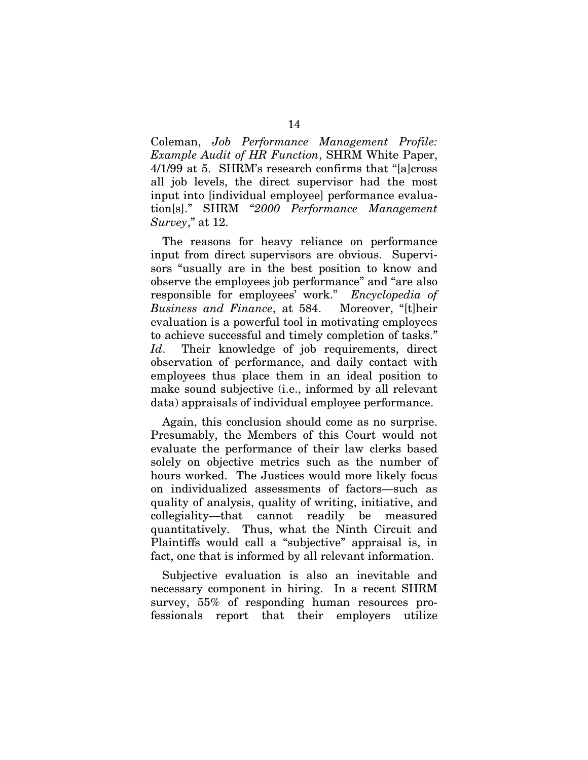Coleman, *Job Performance Management Profile: Example Audit of HR Function*, SHRM White Paper, 4/1/99 at 5. SHRM's research confirms that "[a]cross all job levels, the direct supervisor had the most input into [individual employee] performance evaluation[s]." SHRM "*2000 Performance Management Survey*," at 12.

The reasons for heavy reliance on performance input from direct supervisors are obvious. Supervisors "usually are in the best position to know and observe the employees job performance" and "are also responsible for employees' work." *Encyclopedia of Business and Finance*, at 584. Moreover, "[t]heir evaluation is a powerful tool in motivating employees to achieve successful and timely completion of tasks." *Id*. Their knowledge of job requirements, direct observation of performance, and daily contact with employees thus place them in an ideal position to make sound subjective (i.e., informed by all relevant data) appraisals of individual employee performance.

Again, this conclusion should come as no surprise. Presumably, the Members of this Court would not evaluate the performance of their law clerks based solely on objective metrics such as the number of hours worked. The Justices would more likely focus on individualized assessments of factors—such as quality of analysis, quality of writing, initiative, and collegiality—that cannot readily be measured quantitatively. Thus, what the Ninth Circuit and Plaintiffs would call a "subjective" appraisal is, in fact, one that is informed by all relevant information.

Subjective evaluation is also an inevitable and necessary component in hiring. In a recent SHRM survey, 55% of responding human resources professionals report that their employers utilize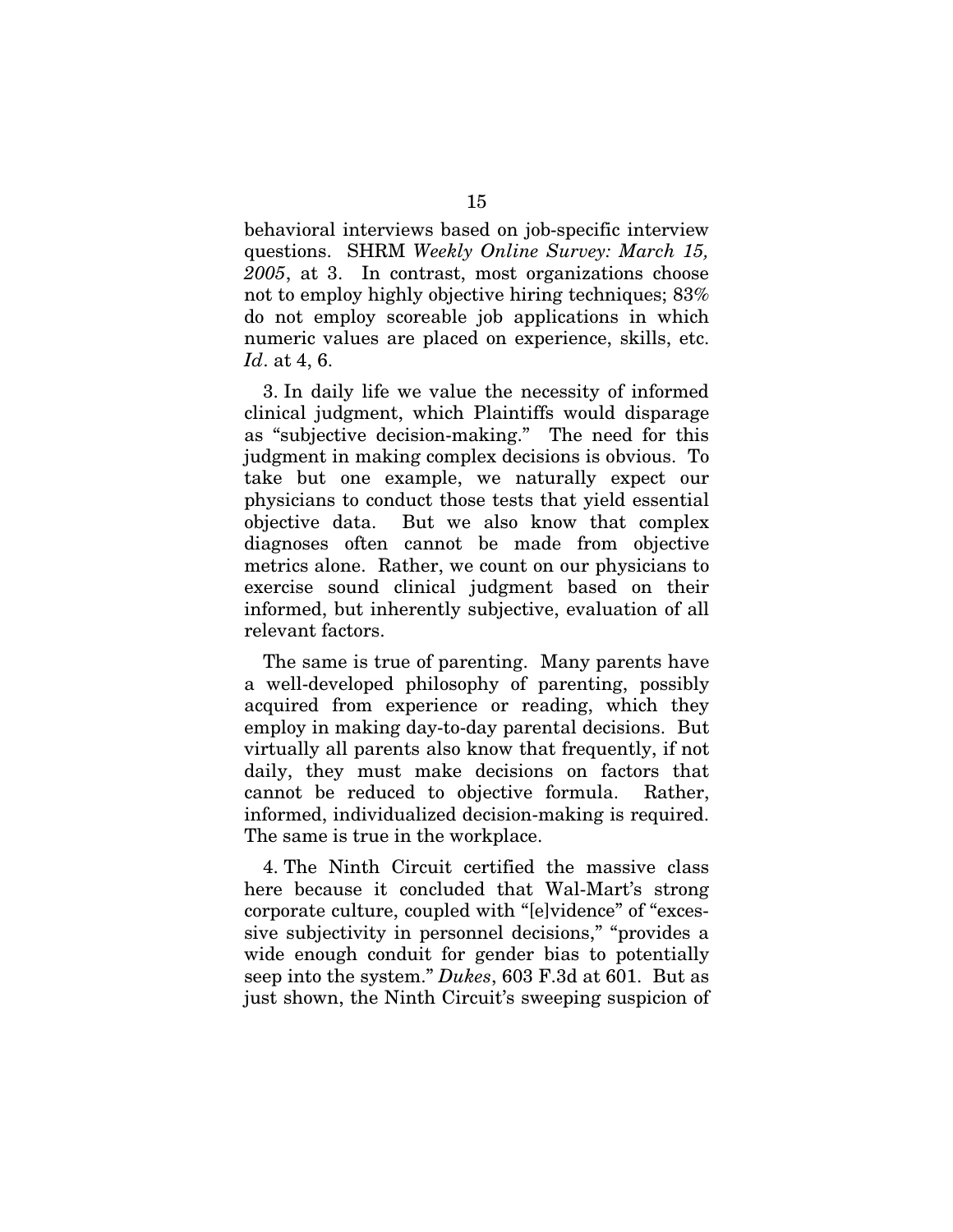behavioral interviews based on job-specific interview questions. SHRM *Weekly Online Survey: March 15, 2005*, at 3. In contrast, most organizations choose not to employ highly objective hiring techniques; 83% do not employ scoreable job applications in which numeric values are placed on experience, skills, etc. *Id*. at 4, 6.

3. In daily life we value the necessity of informed clinical judgment, which Plaintiffs would disparage as "subjective decision-making." The need for this judgment in making complex decisions is obvious. To take but one example, we naturally expect our physicians to conduct those tests that yield essential objective data. But we also know that complex diagnoses often cannot be made from objective metrics alone. Rather, we count on our physicians to exercise sound clinical judgment based on their informed, but inherently subjective, evaluation of all relevant factors.

The same is true of parenting. Many parents have a well-developed philosophy of parenting, possibly acquired from experience or reading, which they employ in making day-to-day parental decisions. But virtually all parents also know that frequently, if not daily, they must make decisions on factors that cannot be reduced to objective formula. Rather, informed, individualized decision-making is required. The same is true in the workplace.

4. The Ninth Circuit certified the massive class here because it concluded that Wal-Mart's strong corporate culture, coupled with "[e]vidence" of "excessive subjectivity in personnel decisions," "provides a wide enough conduit for gender bias to potentially seep into the system." *Dukes*, 603 F.3d at 601. But as just shown, the Ninth Circuit's sweeping suspicion of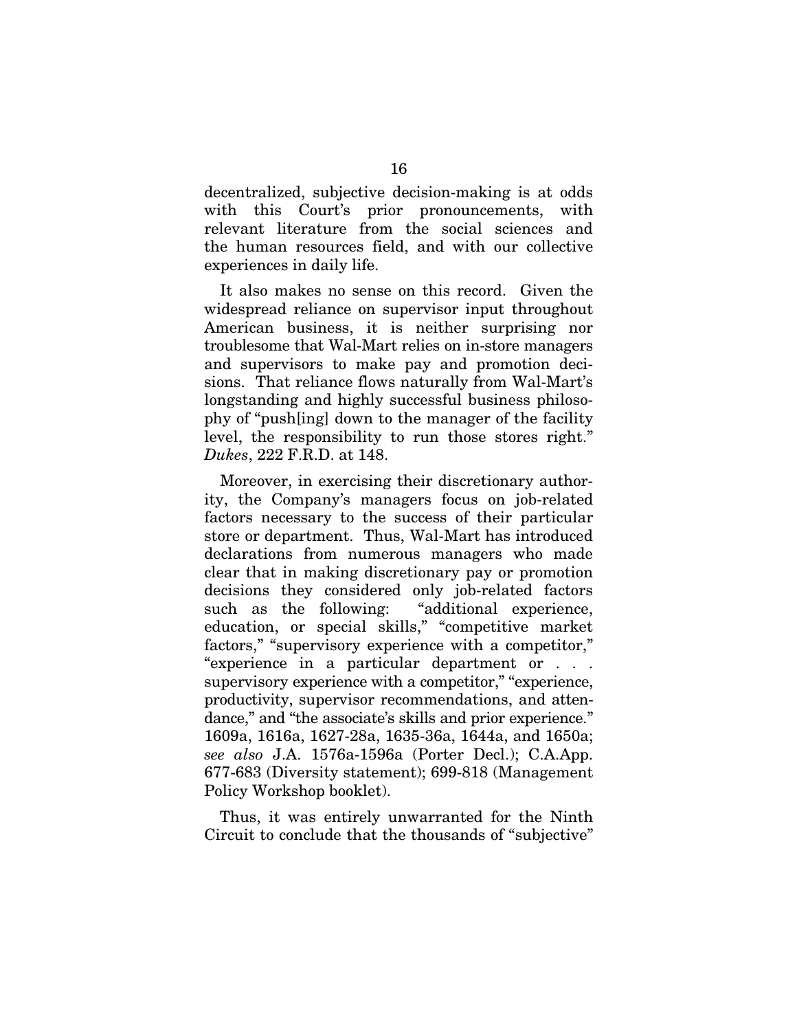decentralized, subjective decision-making is at odds with this Court's prior pronouncements, with relevant literature from the social sciences and the human resources field, and with our collective experiences in daily life.

It also makes no sense on this record. Given the widespread reliance on supervisor input throughout American business, it is neither surprising nor troublesome that Wal-Mart relies on in-store managers and supervisors to make pay and promotion decisions. That reliance flows naturally from Wal-Mart's longstanding and highly successful business philosophy of "push[ing] down to the manager of the facility level, the responsibility to run those stores right." *Dukes*, 222 F.R.D. at 148.

Moreover, in exercising their discretionary authority, the Company's managers focus on job-related factors necessary to the success of their particular store or department. Thus, Wal-Mart has introduced declarations from numerous managers who made clear that in making discretionary pay or promotion decisions they considered only job-related factors such as the following: "additional experience, education, or special skills," "competitive market factors," "supervisory experience with a competitor," "experience in a particular department or . . . supervisory experience with a competitor," "experience, productivity, supervisor recommendations, and attendance," and "the associate's skills and prior experience." 1609a, 1616a, 1627-28a, 1635-36a, 1644a, and 1650a; *see also* J.A. 1576a-1596a (Porter Decl.); C.A.App. 677-683 (Diversity statement); 699-818 (Management Policy Workshop booklet).

Thus, it was entirely unwarranted for the Ninth Circuit to conclude that the thousands of "subjective"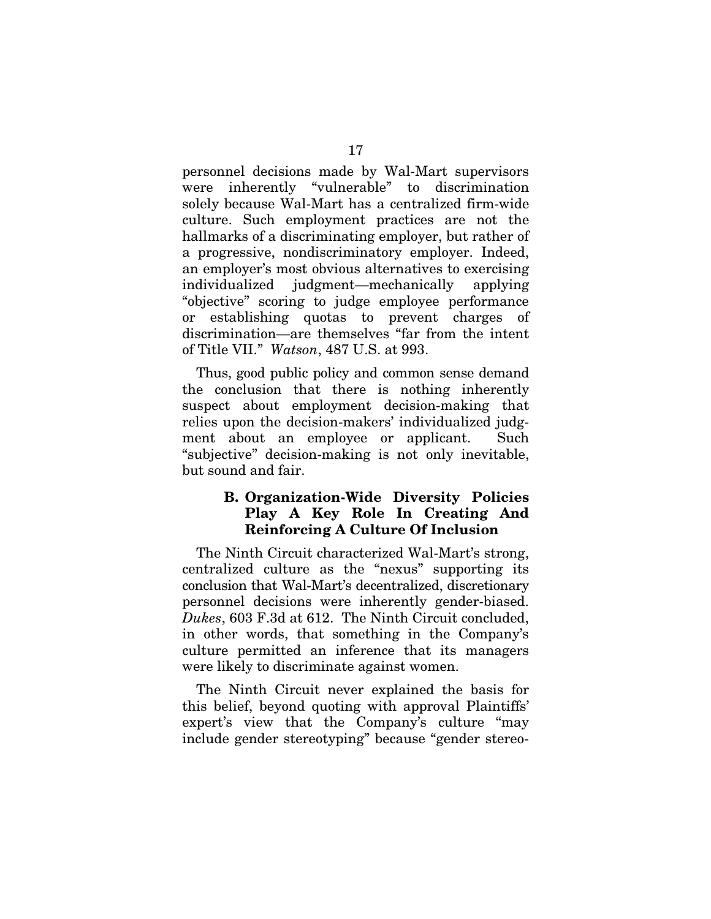personnel decisions made by Wal-Mart supervisors were inherently "vulnerable" to discrimination solely because Wal-Mart has a centralized firm-wide culture. Such employment practices are not the hallmarks of a discriminating employer, but rather of a progressive, nondiscriminatory employer. Indeed, an employer's most obvious alternatives to exercising individualized judgment—mechanically applying "objective" scoring to judge employee performance or establishing quotas to prevent charges of discrimination—are themselves "far from the intent of Title VII." *Watson*, 487 U.S. at 993.

Thus, good public policy and common sense demand the conclusion that there is nothing inherently suspect about employment decision-making that relies upon the decision-makers' individualized judgment about an employee or applicant. Such "subjective" decision-making is not only inevitable, but sound and fair.

### B. Organization-Wide Diversity Policies Play A Key Role In Creating And Reinforcing A Culture Of Inclusion

The Ninth Circuit characterized Wal-Mart's strong, centralized culture as the "nexus" supporting its conclusion that Wal-Mart's decentralized, discretionary personnel decisions were inherently gender-biased. *Dukes*, 603 F.3d at 612. The Ninth Circuit concluded, in other words, that something in the Company's culture permitted an inference that its managers were likely to discriminate against women.

The Ninth Circuit never explained the basis for this belief, beyond quoting with approval Plaintiffs' expert's view that the Company's culture "may include gender stereotyping" because "gender stereo-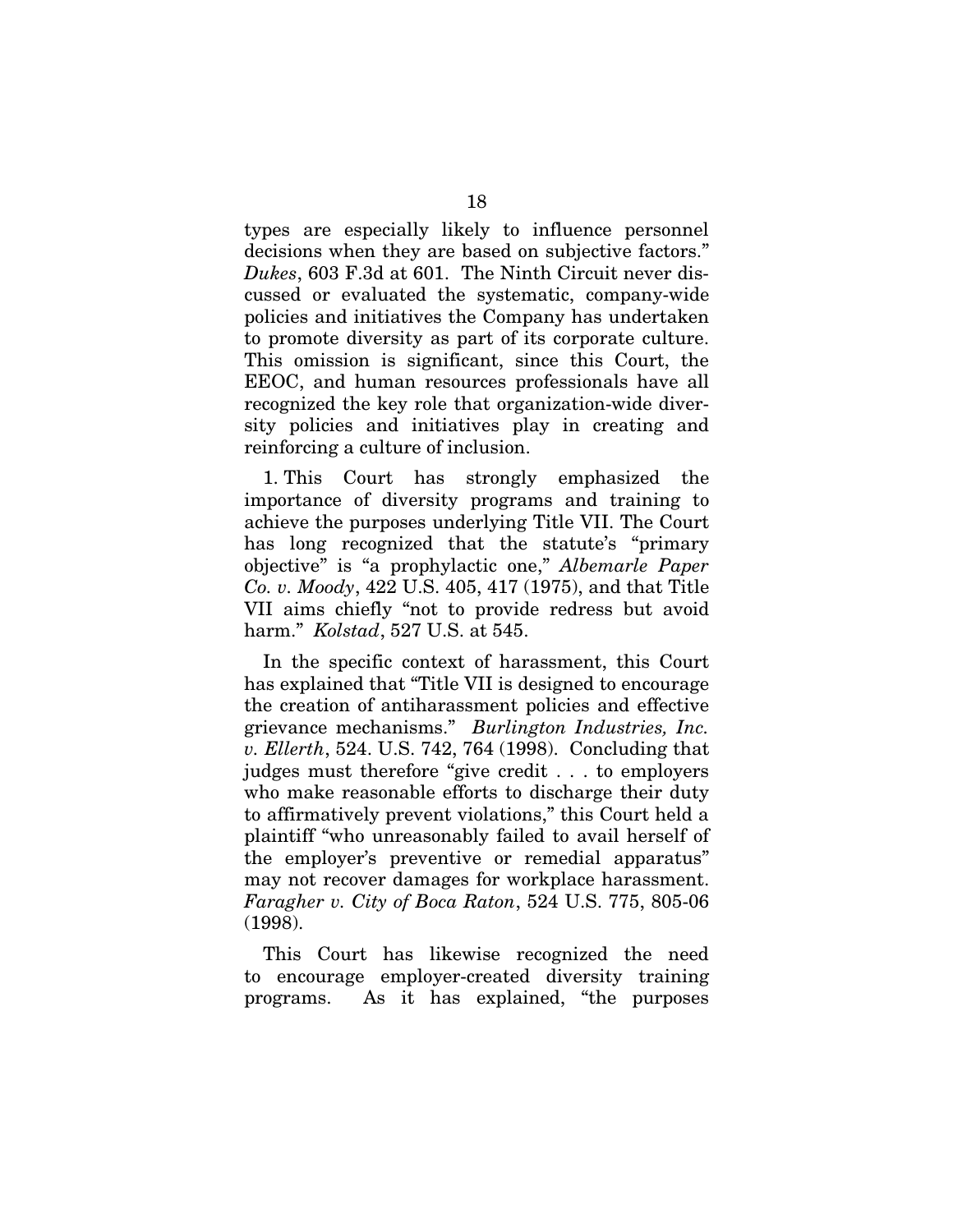types are especially likely to influence personnel decisions when they are based on subjective factors." *Dukes*, 603 F.3d at 601. The Ninth Circuit never discussed or evaluated the systematic, company-wide policies and initiatives the Company has undertaken to promote diversity as part of its corporate culture. This omission is significant, since this Court, the EEOC, and human resources professionals have all recognized the key role that organization-wide diversity policies and initiatives play in creating and reinforcing a culture of inclusion.

1. This Court has strongly emphasized the importance of diversity programs and training to achieve the purposes underlying Title VII. The Court has long recognized that the statute's "primary objective" is "a prophylactic one," *Albemarle Paper Co. v. Moody*, 422 U.S. 405, 417 (1975), and that Title VII aims chiefly "not to provide redress but avoid harm." *Kolstad*, 527 U.S. at 545.

In the specific context of harassment, this Court has explained that "Title VII is designed to encourage the creation of antiharassment policies and effective grievance mechanisms." *Burlington Industries, Inc. v. Ellerth*, 524. U.S. 742, 764 (1998). Concluding that judges must therefore "give credit . . . to employers who make reasonable efforts to discharge their duty to affirmatively prevent violations," this Court held a plaintiff "who unreasonably failed to avail herself of the employer's preventive or remedial apparatus" may not recover damages for workplace harassment. *Faragher v. City of Boca Raton*, 524 U.S. 775, 805-06 (1998).

This Court has likewise recognized the need to encourage employer-created diversity training programs. As it has explained, "the purposes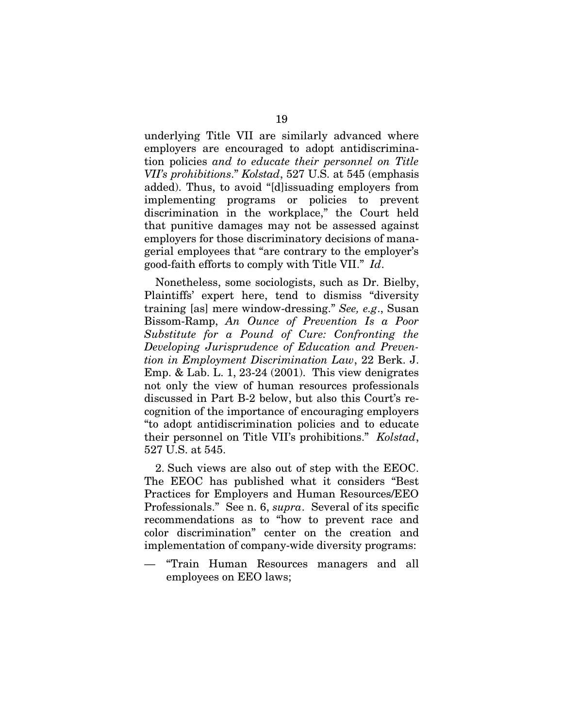underlying Title VII are similarly advanced where employers are encouraged to adopt antidiscrimination policies *and to educate their personnel on Title VII's prohibitions*." *Kolstad*, 527 U.S. at 545 (emphasis added). Thus, to avoid "[d]issuading employers from implementing programs or policies to prevent discrimination in the workplace," the Court held that punitive damages may not be assessed against employers for those discriminatory decisions of managerial employees that "are contrary to the employer's good-faith efforts to comply with Title VII." *Id*.

Nonetheless, some sociologists, such as Dr. Bielby, Plaintiffs' expert here, tend to dismiss "diversity training [as] mere window-dressing." *See, e.g*., Susan Bissom-Ramp, *An Ounce of Prevention Is a Poor Substitute for a Pound of Cure: Confronting the Developing Jurisprudence of Education and Prevention in Employment Discrimination Law*, 22 Berk. J. Emp. & Lab. L. 1, 23-24 (2001). This view denigrates not only the view of human resources professionals discussed in Part B-2 below, but also this Court's recognition of the importance of encouraging employers "to adopt antidiscrimination policies and to educate their personnel on Title VII's prohibitions." *Kolstad*, 527 U.S. at 545.

2. Such views are also out of step with the EEOC. The EEOC has published what it considers "Best Practices for Employers and Human Resources/EEO Professionals." See n. 6, *supra*. Several of its specific recommendations as to "how to prevent race and color discrimination" center on the creation and implementation of company-wide diversity programs:

— "Train Human Resources managers and all employees on EEO laws;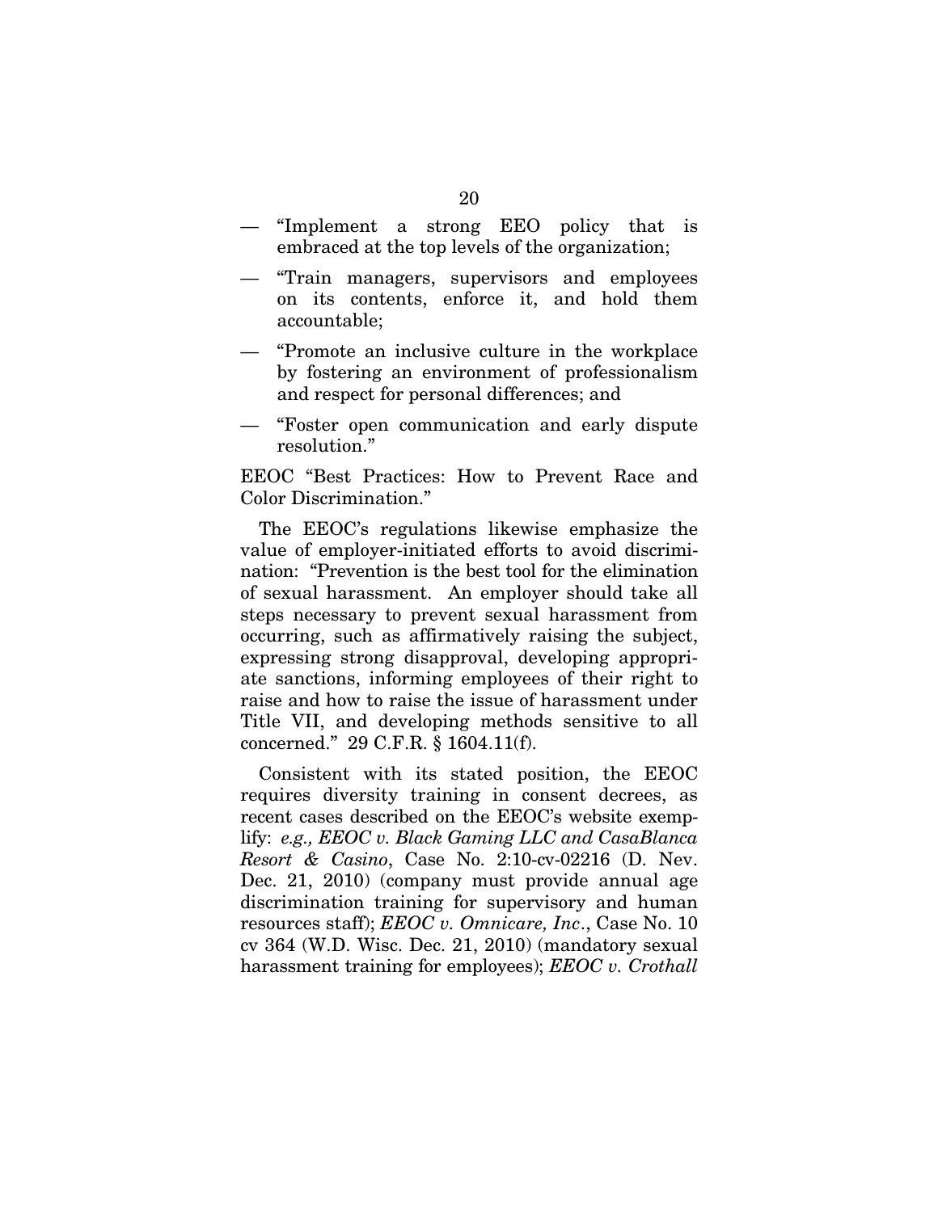- "Implement a strong EEO policy that is embraced at the top levels of the organization;
- "Train managers, supervisors and employees on its contents, enforce it, and hold them accountable;
- "Promote an inclusive culture in the workplace by fostering an environment of professionalism and respect for personal differences; and
- "Foster open communication and early dispute resolution."

EEOC "Best Practices: How to Prevent Race and Color Discrimination."

The EEOC's regulations likewise emphasize the value of employer-initiated efforts to avoid discrimination: "Prevention is the best tool for the elimination of sexual harassment. An employer should take all steps necessary to prevent sexual harassment from occurring, such as affirmatively raising the subject, expressing strong disapproval, developing appropriate sanctions, informing employees of their right to raise and how to raise the issue of harassment under Title VII, and developing methods sensitive to all concerned." 29 C.F.R. § 1604.11(f).

Consistent with its stated position, the EEOC requires diversity training in consent decrees, as recent cases described on the EEOC's website exemplify: *e.g., EEOC v. Black Gaming LLC and CasaBlanca Resort & Casino*, Case No. 2:10-cv-02216 (D. Nev. Dec. 21, 2010) (company must provide annual age discrimination training for supervisory and human resources staff); *EEOC v. Omnicare, Inc*., Case No. 10 cv 364 (W.D. Wisc. Dec. 21, 2010) (mandatory sexual harassment training for employees); *EEOC v. Crothall*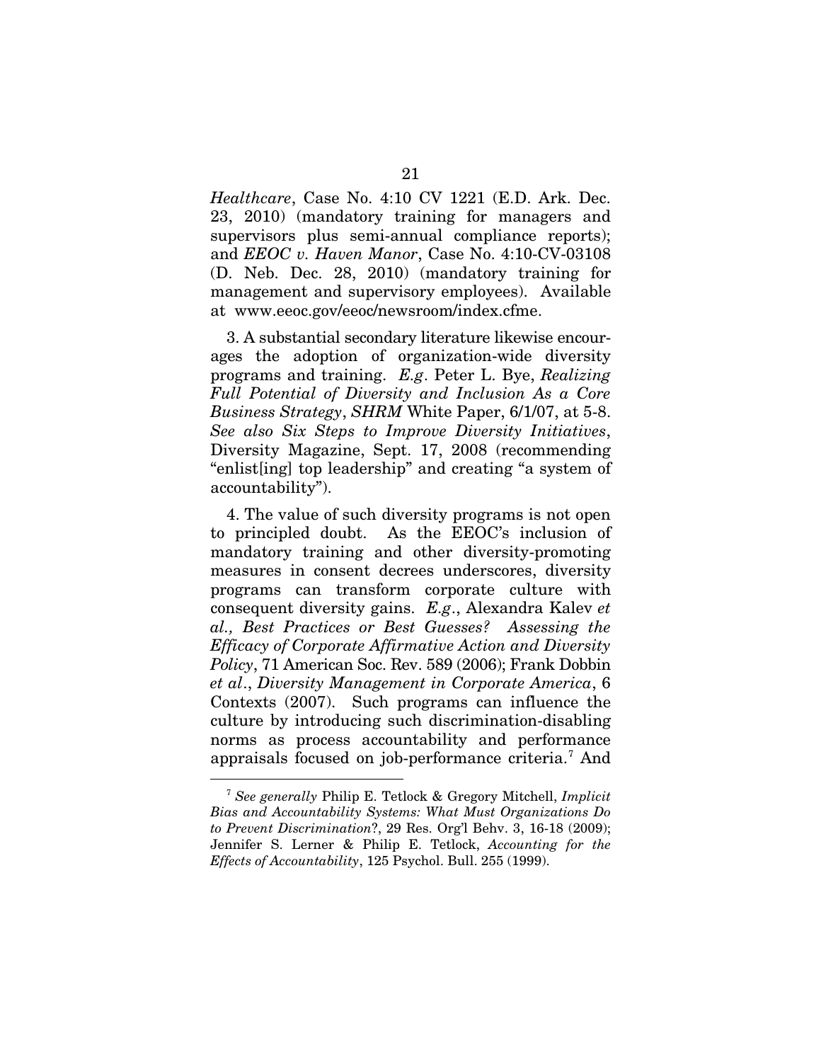*Healthcare*, Case No. 4:10 CV 1221 (E.D. Ark. Dec. 23, 2010) (mandatory training for managers and supervisors plus semi-annual compliance reports); and *EEOC v. Haven Manor*, Case No. 4:10-CV-03108 (D. Neb. Dec. 28, 2010) (mandatory training for management and supervisory employees). Available at www.eeoc.gov/eeoc/newsroom/index.cfme.

3. A substantial secondary literature likewise encourages the adoption of organization-wide diversity programs and training. *E.g*. Peter L. Bye, *Realizing Full Potential of Diversity and Inclusion As a Core Business Strategy*, *SHRM* White Paper, 6/1/07, at 5-8. *See also Six Steps to Improve Diversity Initiatives*, Diversity Magazine, Sept. 17, 2008 (recommending "enlist[ing] top leadership" and creating "a system of accountability").

4. The value of such diversity programs is not open to principled doubt. As the EEOC's inclusion of mandatory training and other diversity-promoting measures in consent decrees underscores, diversity programs can transform corporate culture with consequent diversity gains. *E.g*., Alexandra Kalev *et al., Best Practices or Best Guesses? Assessing the Efficacy of Corporate Affirmative Action and Diversity Policy*, 71 American Soc. Rev. 589 (2006); Frank Dobbin *et al*., *Diversity Management in Corporate America*, 6 Contexts (2007). Such programs can influence the culture by introducing such discrimination-disabling norms as process accountability and performance appraisals focused on job-performance criteria.[7] And

---

[7] *See generally* Philip E. Tetlock & Gregory Mitchell, *Implicit Bias and Accountability Systems: What Must Organizations Do to Prevent Discrimination*?, 29 Res. Org'l Behv. 3, 16-18 (2009); Jennifer S. Lerner & Philip E. Tetlock, *Accounting for the Effects of Accountability*, 125 Psychol. Bull. 255 (1999).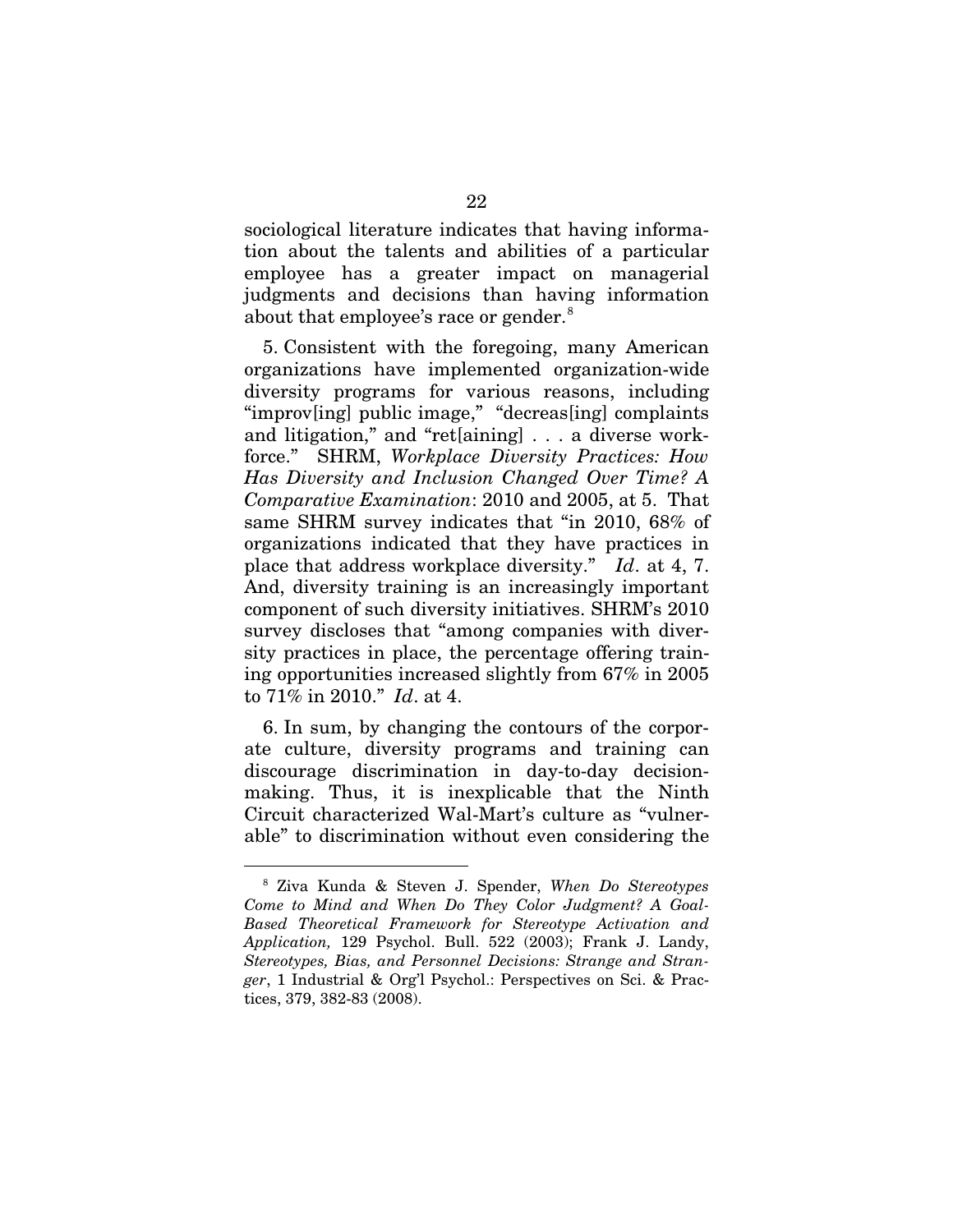sociological literature indicates that having information about the talents and abilities of a particular employee has a greater impact on managerial judgments and decisions than having information about that employee's race or gender.[8]

5. Consistent with the foregoing, many American organizations have implemented organization-wide diversity programs for various reasons, including "improv[ing] public image," "decreas[ing] complaints and litigation," and "ret[aining] . . . a diverse workforce." SHRM, *Workplace Diversity Practices: How Has Diversity and Inclusion Changed Over Time? A Comparative Examination*: 2010 and 2005, at 5. That same SHRM survey indicates that "in 2010, 68% of organizations indicated that they have practices in place that address workplace diversity." *Id*. at 4, 7. And, diversity training is an increasingly important component of such diversity initiatives. SHRM's 2010 survey discloses that "among companies with diversity practices in place, the percentage offering training opportunities increased slightly from 67% in 2005 to 71% in 2010." *Id*. at 4.

6. In sum, by changing the contours of the corporate culture, diversity programs and training can discourage discrimination in day-to-day decision-making. Thus, it is inexplicable that the Ninth Circuit characterized Wal-Mart's culture as "vulnerable" to discrimination without even considering the

---

[8] Ziva Kunda & Steven J. Spender, *When Do Stereotypes Come to Mind and When Do They Color Judgment? A Goal-Based Theoretical Framework for Stereotype Activation and Application,* 129 Psychol. Bull. 522 (2003); Frank J. Landy, *Stereotypes, Bias, and Personnel Decisions: Strange and Stranger*, 1 Industrial & Org'l Psychol.: Perspectives on Sci. & Practices, 379, 382-83 (2008).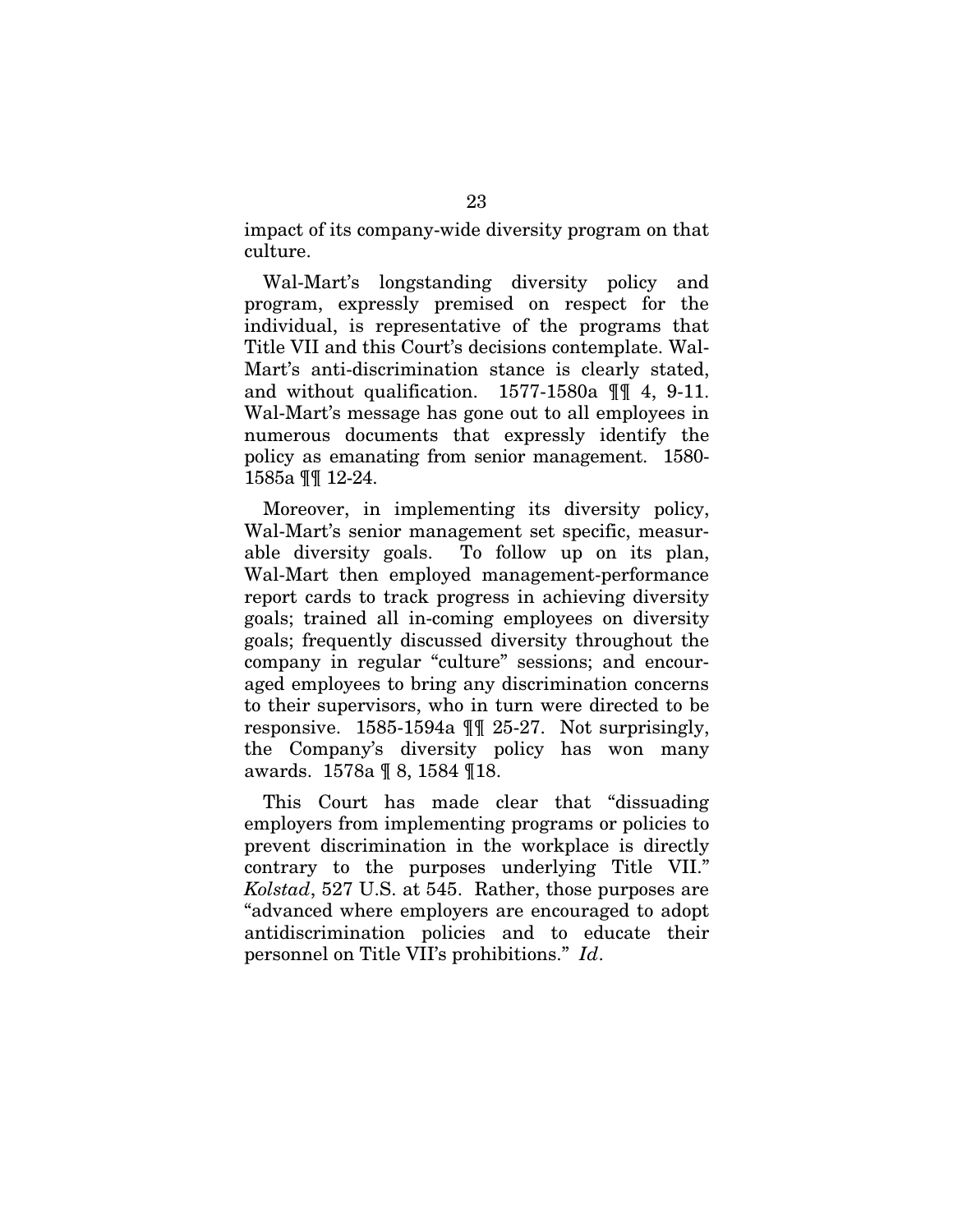impact of its company-wide diversity program on that culture.

Wal-Mart's longstanding diversity policy and program, expressly premised on respect for the individual, is representative of the programs that Title VII and this Court's decisions contemplate. Wal-Mart's anti-discrimination stance is clearly stated, and without qualification. 1577-1580a ¶¶ 4, 9-11. Wal-Mart's message has gone out to all employees in numerous documents that expressly identify the policy as emanating from senior management. 1580-1585a ¶¶ 12-24.

Moreover, in implementing its diversity policy, Wal-Mart's senior management set specific, measurable diversity goals. To follow up on its plan, Wal-Mart then employed management-performance report cards to track progress in achieving diversity goals; trained all in-coming employees on diversity goals; frequently discussed diversity throughout the company in regular "culture" sessions; and encouraged employees to bring any discrimination concerns to their supervisors, who in turn were directed to be responsive. 1585-1594a ¶¶ 25-27. Not surprisingly, the Company's diversity policy has won many awards. 1578a ¶ 8, 1584 ¶18.

This Court has made clear that "dissuading employers from implementing programs or policies to prevent discrimination in the workplace is directly contrary to the purposes underlying Title VII." *Kolstad*, 527 U.S. at 545. Rather, those purposes are "advanced where employers are encouraged to adopt antidiscrimination policies and to educate their personnel on Title VII's prohibitions." *Id*.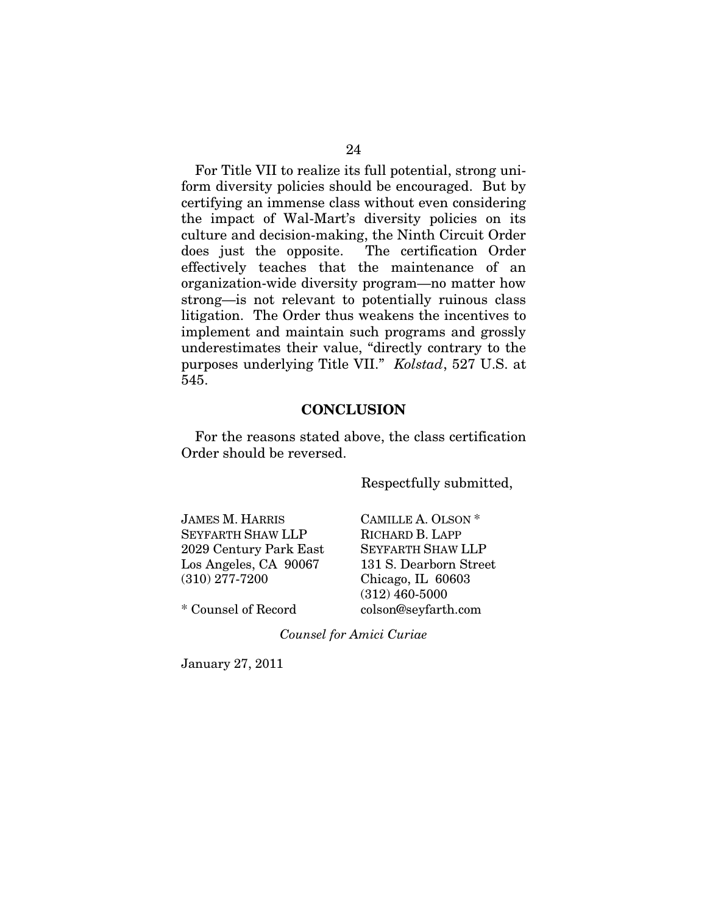For Title VII to realize its full potential, strong uniform diversity policies should be encouraged. But by certifying an immense class without even considering the impact of Wal-Mart's diversity policies on its culture and decision-making, the Ninth Circuit Order does just the opposite. The certification Order effectively teaches that the maintenance of an organization-wide diversity program—no matter how strong—is not relevant to potentially ruinous class litigation. The Order thus weakens the incentives to implement and maintain such programs and grossly underestimates their value, "directly contrary to the purposes underlying Title VII." *Kolstad*, 527 U.S. at 545.

## CONCLUSION

For the reasons stated above, the class certification Order should be reversed.

Respectfully submitted,

JAMES M. HARRIS
SEYFARTH SHAW LLP
2029 Century Park East
Los Angeles, CA 90067
(310) 277-7200

CAMILLE A. OLSON *
RICHARD B. LAPP
SEYFARTH SHAW LLP
131 S. Dearborn Street
Chicago, IL 60603
(312) 460-5000
colson@seyfarth.com

* Counsel of Record

*Counsel for Amici Curiae*

January 27, 2011